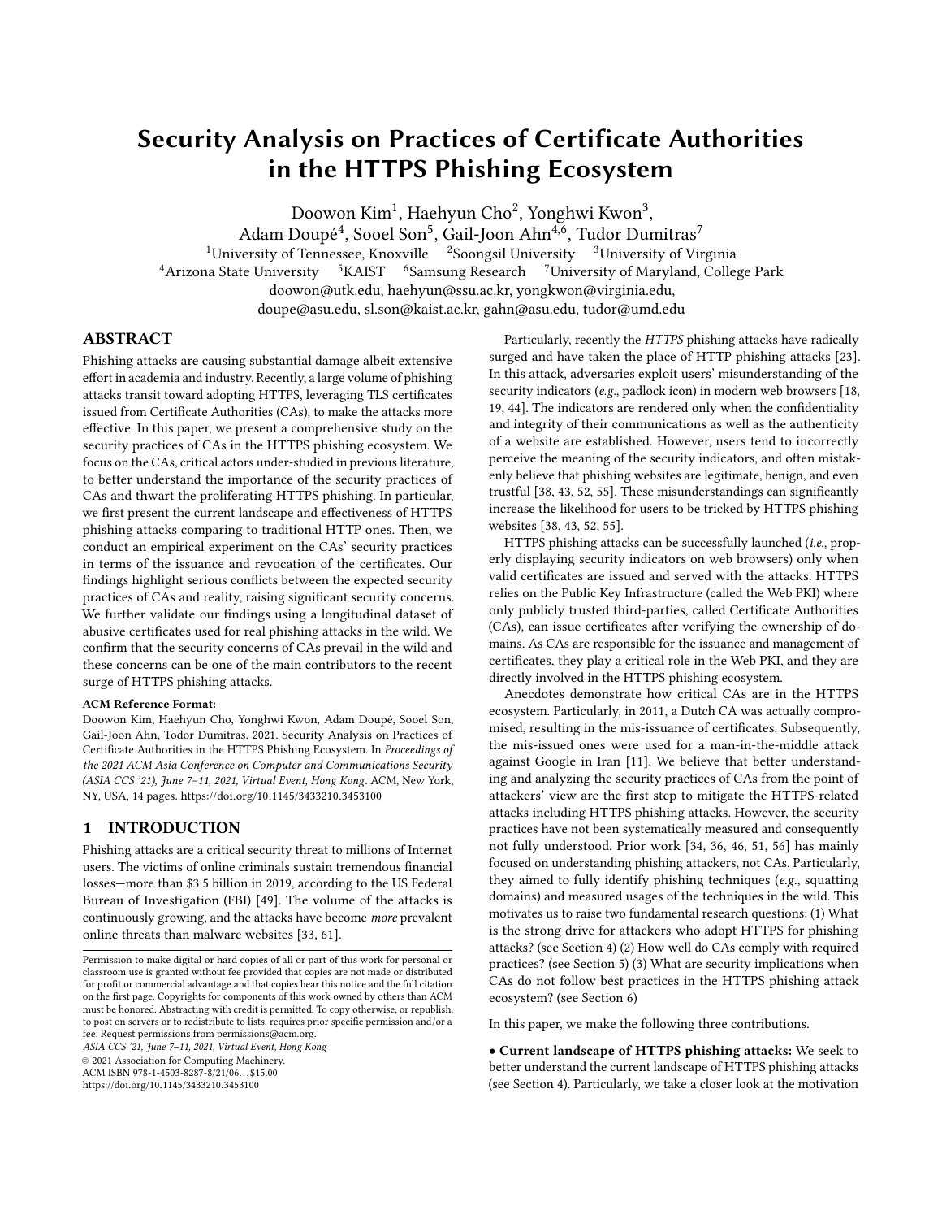# Security Analysis on Practices of Certificate Authorities in the HTTPS Phishing Ecosystem

Doowon Kim[1], Haehyun Cho[2], Yonghwi Kwon[3], Adam Doupé[4], Sooel Son[5], Gail-Joon Ahn[4,6], Tudor Dumitras[7]

[1]University of Tennessee, Knoxville [2]Soongsil University [3]University of Virginia
[4]Arizona State University [5]KAIST [6]Samsung Research [7]University of Maryland, College Park

doowon@utk.edu, haehyun@ssu.ac.kr, yongkwon@virginia.edu, doupe@asu.edu, sl.son@kaist.ac.kr, gahn@asu.edu, tudor@umd.edu

## ABSTRACT

Phishing attacks are causing substantial damage albeit extensive effort in academia and industry. Recently, a large volume of phishing attacks transit toward adopting HTTPS, leveraging TLS certificates issued from Certificate Authorities (CAs), to make the attacks more effective. In this paper, we present a comprehensive study on the security practices of CAs in the HTTPS phishing ecosystem. We focus on the CAs, critical actors under-studied in previous literature, to better understand the importance of the security practices of CAs and thwart the proliferating HTTPS phishing. In particular, we first present the current landscape and effectiveness of HTTPS phishing attacks comparing to traditional HTTP ones. Then, we conduct an empirical experiment on the CAs' security practices in terms of the issuance and revocation of the certificates. Our findings highlight serious conflicts between the expected security practices of CAs and reality, raising significant security concerns. We further validate our findings using a longitudinal dataset of abusive certificates used for real phishing attacks in the wild. We confirm that the security concerns of CAs prevail in the wild and these concerns can be one of the main contributors to the recent surge of HTTPS phishing attacks.

**ACM Reference Format:**

Doowon Kim, Haehyun Cho, Yonghwi Kwon, Adam Doupé, Sooel Son, Gail-Joon Ahn, Tudor Dumitras. 2021. Security Analysis on Practices of Certificate Authorities in the HTTPS Phishing Ecosystem. In *Proceedings of the 2021 ACM Asia Conference on Computer and Communications Security (ASIA CCS '21), June 7–11, 2021, Virtual Event, Hong Kong.* ACM, New York, NY, USA, 14 pages. https://doi.org/10.1145/3433210.3453100

## 1 INTRODUCTION

Phishing attacks are a critical security threat to millions of Internet users. The victims of online criminals sustain tremendous financial losses—more than $3.5 billion in 2019, according to the US Federal Bureau of Investigation (FBI) [49]. The volume of the attacks is continuously growing, and the attacks have become *more* prevalent online threats than malware websites [33, 61].

Particularly, recently the *HTTPS* phishing attacks have radically surged and have taken the place of HTTP phishing attacks [23]. In this attack, adversaries exploit users' misunderstanding of the security indicators (*e.g.*, padlock icon) in modern web browsers [18, 19, 44]. The indicators are rendered only when the confidentiality and integrity of their communications as well as the authenticity of a website are established. However, users tend to incorrectly perceive the meaning of the security indicators, and often mistakenly believe that phishing websites are legitimate, benign, and even trustful [38, 43, 52, 55]. These misunderstandings can significantly increase the likelihood for users to be tricked by HTTPS phishing websites [38, 43, 52, 55].

HTTPS phishing attacks can be successfully launched (*i.e.*, properly displaying security indicators on web browsers) only when valid certificates are issued and served with the attacks. HTTPS relies on the Public Key Infrastructure (called the Web PKI) where only publicly trusted third-parties, called Certificate Authorities (CAs), can issue certificates after verifying the ownership of domains. As CAs are responsible for the issuance and management of certificates, they play a critical role in the Web PKI, and they are directly involved in the HTTPS phishing ecosystem.

Anecdotes demonstrate how critical CAs are in the HTTPS ecosystem. Particularly, in 2011, a Dutch CA was actually compromised, resulting in the mis-issuance of certificates. Subsequently, the mis-issued ones were used for a man-in-the-middle attack against Google in Iran [11]. We believe that better understanding and analyzing the security practices of CAs from the point of attackers' view are the first step to mitigate the HTTPS-related attacks including HTTPS phishing attacks. However, the security practices have not been systematically measured and consequently not fully understood. Prior work [34, 36, 46, 51, 56] has mainly focused on understanding phishing attackers, not CAs. Particularly, they aimed to fully identify phishing techniques (*e.g.*, squatting domains) and measured usages of the techniques in the wild. This motivates us to raise two fundamental research questions: (1) What is the strong drive for attackers who adopt HTTPS for phishing attacks? (see Section 4) (2) How well do CAs comply with required practices? (see Section 5) (3) What are security implications when CAs do not follow best practices in the HTTPS phishing attack ecosystem? (see Section 6)

In this paper, we make the following three contributions.

• **Current landscape of HTTPS phishing attacks:** We seek to better understand the current landscape of HTTPS phishing attacks (see Section 4). Particularly, we take a closer look at the motivation

Permission to make digital or hard copies of all or part of this work for personal or classroom use is granted without fee provided that copies are not made or distributed for profit or commercial advantage and that copies bear this notice and the full citation on the first page. Copyrights for components of this work owned by others than ACM must be honored. Abstracting with credit is permitted. To copy otherwise, or republish, to post on servers or to redistribute to lists, requires prior specific permission and/or a fee. Request permissions from permissions@acm.org.

*ASIA CCS '21, June 7–11, 2021, Virtual Event, Hong Kong*
© 2021 Association for Computing Machinery.
ACM ISBN 978-1-4503-8287-8/21/06...$15.00
https://doi.org/10.1145/3433210.3453100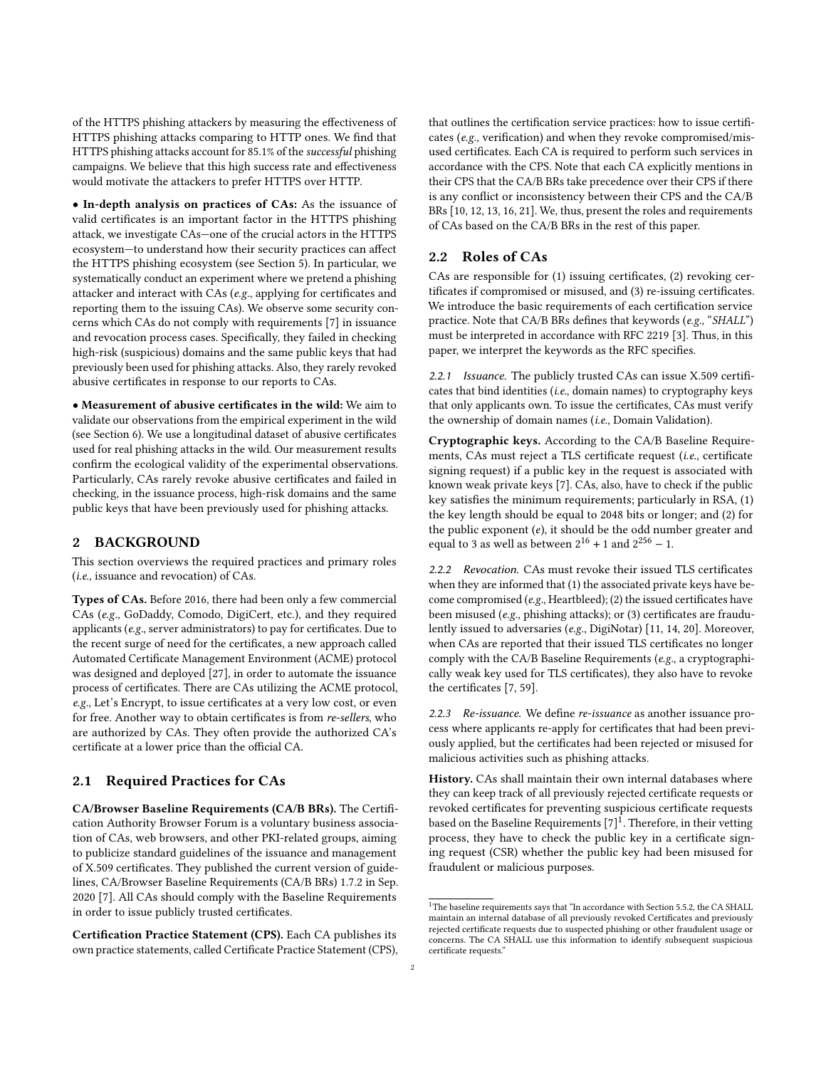of the HTTPS phishing attackers by measuring the effectiveness of HTTPS phishing attacks comparing to HTTP ones. We find that HTTPS phishing attacks account for 85.1% of the *successful* phishing campaigns. We believe that this high success rate and effectiveness would motivate the attackers to prefer HTTPS over HTTP.

• **In-depth analysis on practices of CAs:** As the issuance of valid certificates is an important factor in the HTTPS phishing attack, we investigate CAs—one of the crucial actors in the HTTPS ecosystem—to understand how their security practices can affect the HTTPS phishing ecosystem (see Section 5). In particular, we systematically conduct an experiment where we pretend a phishing attacker and interact with CAs (*e.g.*, applying for certificates and reporting them to the issuing CAs). We observe some security concerns which CAs do not comply with requirements [7] in issuance and revocation process cases. Specifically, they failed in checking high-risk (suspicious) domains and the same public keys that had previously been used for phishing attacks. Also, they rarely revoked abusive certificates in response to our reports to CAs.

• **Measurement of abusive certificates in the wild:** We aim to validate our observations from the empirical experiment in the wild (see Section 6). We use a longitudinal dataset of abusive certificates used for real phishing attacks in the wild. Our measurement results confirm the ecological validity of the experimental observations. Particularly, CAs rarely revoke abusive certificates and failed in checking, in the issuance process, high-risk domains and the same public keys that have been previously used for phishing attacks.

## 2 BACKGROUND

This section overviews the required practices and primary roles (*i.e.*, issuance and revocation) of CAs.

**Types of CAs.** Before 2016, there had been only a few commercial CAs (*e.g.*, GoDaddy, Comodo, DigiCert, etc.), and they required applicants (*e.g.*, server administrators) to pay for certificates. Due to the recent surge of need for the certificates, a new approach called Automated Certificate Management Environment (ACME) protocol was designed and deployed [27], in order to automate the issuance process of certificates. There are CAs utilizing the ACME protocol, *e.g.*, Let's Encrypt, to issue certificates at a very low cost, or even for free. Another way to obtain certificates is from *re-sellers*, who are authorized by CAs. They often provide the authorized CA's certificate at a lower price than the official CA.

### 2.1 Required Practices for CAs

**CA/Browser Baseline Requirements (CA/B BRs).** The Certification Authority Browser Forum is a voluntary business association of CAs, web browsers, and other PKI-related groups, aiming to publicize standard guidelines of the issuance and management of X.509 certificates. They published the current version of guidelines, CA/Browser Baseline Requirements (CA/B BRs) 1.7.2 in Sep. 2020 [7]. All CAs should comply with the Baseline Requirements in order to issue publicly trusted certificates.

**Certification Practice Statement (CPS).** Each CA publishes its own practice statements, called Certificate Practice Statement (CPS), that outlines the certification service practices: how to issue certificates (*e.g.*, verification) and when they revoke compromised/misused certificates. Each CA is required to perform such services in accordance with the CPS. Note that each CA explicitly mentions in their CPS that the CA/B BRs take precedence over their CPS if there is any conflict or inconsistency between their CPS and the CA/B BRs [10, 12, 13, 16, 21]. We, thus, present the roles and requirements of CAs based on the CA/B BRs in the rest of this paper.

### 2.2 Roles of CAs

CAs are responsible for (1) issuing certificates, (2) revoking certificates if compromised or misused, and (3) re-issuing certificates. We introduce the basic requirements of each certification service practice. Note that CA/B BRs defines that keywords (*e.g.*, "*SHALL*") must be interpreted in accordance with RFC 2219 [3]. Thus, in this paper, we interpret the keywords as the RFC specifies.

#### 2.2.1 Issuance.

The publicly trusted CAs can issue X.509 certificates that bind identities (*i.e.*, domain names) to cryptography keys that only applicants own. To issue the certificates, CAs must verify the ownership of domain names (*i.e.*, Domain Validation).

**Cryptographic keys.** According to the CA/B Baseline Requirements, CAs must reject a TLS certificate request (*i.e.*, certificate signing request) if a public key in the request is associated with known weak private keys [7]. CAs, also, have to check if the public key satisfies the minimum requirements; particularly in RSA, (1) the key length should be equal to 2048 bits or longer; and (2) for the public exponent ($e$), it should be the odd number greater and equal to 3 as well as between $2^{16} + 1$ and $2^{256} - 1$.

#### 2.2.2 Revocation.

CAs must revoke their issued TLS certificates when they are informed that (1) the associated private keys have become compromised (*e.g.*, Heartbleed); (2) the issued certificates have been misused (*e.g.*, phishing attacks); or (3) certificates are fraudulently issued to adversaries (*e.g.*, DigiNotar) [11, 14, 20]. Moreover, when CAs are reported that their issued TLS certificates no longer comply with the CA/B Baseline Requirements (*e.g.*, a cryptographically weak key used for TLS certificates), they also have to revoke the certificates [7, 59].

#### 2.2.3 Re-issuance.

We define *re-issuance* as another issuance process where applicants re-apply for certificates that had been previously applied, but the certificates had been rejected or misused for malicious activities such as phishing attacks.

**History.** CAs shall maintain their own internal databases where they can keep track of all previously rejected certificate requests or revoked certificates for preventing suspicious certificate requests based on the Baseline Requirements [7][1]. Therefore, in their vetting process, they have to check the public key in a certificate signing request (CSR) whether the public key had been misused for fraudulent or malicious purposes.

[1] The baseline requirements says that "In accordance with Section 5.5.2, the CA SHALL maintain an internal database of all previously revoked Certificates and previously rejected certificate requests due to suspected phishing or other fraudulent usage or concerns. The CA SHALL use this information to identify subsequent suspicious certificate requests."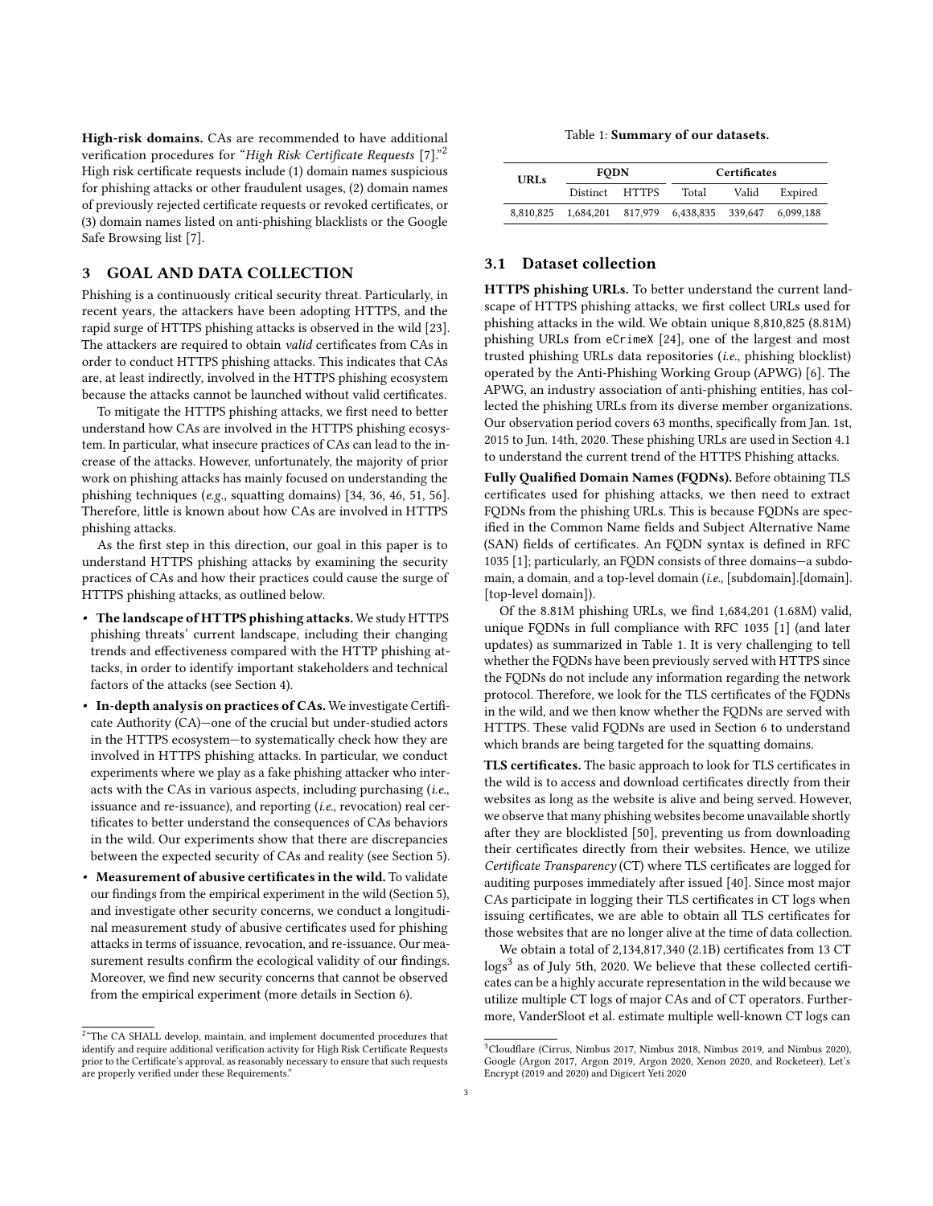**High-risk domains.** CAs are recommended to have additional verification procedures for "*High Risk Certificate Requests* [7]."[2] High risk certificate requests include (1) domain names suspicious for phishing attacks or other fraudulent usages, (2) domain names of previously rejected certificate requests or revoked certificates, or (3) domain names listed on anti-phishing blacklists or the Google Safe Browsing list [7].

## 3 GOAL AND DATA COLLECTION

Phishing is a continuously critical security threat. Particularly, in recent years, the attackers have been adopting HTTPS, and the rapid surge of HTTPS phishing attacks is observed in the wild [23]. The attackers are required to obtain *valid* certificates from CAs in order to conduct HTTPS phishing attacks. This indicates that CAs are, at least indirectly, involved in the HTTPS phishing ecosystem because the attacks cannot be launched without valid certificates.

To mitigate the HTTPS phishing attacks, we first need to better understand how CAs are involved in the HTTPS phishing ecosystem. In particular, what insecure practices of CAs can lead to the increase of the attacks. However, unfortunately, the majority of prior work on phishing attacks has mainly focused on understanding the phishing techniques (*e.g.*, squatting domains) [34, 36, 46, 51, 56]. Therefore, little is known about how CAs are involved in HTTPS phishing attacks.

As the first step in this direction, our goal in this paper is to understand HTTPS phishing attacks by examining the security practices of CAs and how their practices could cause the surge of HTTPS phishing attacks, as outlined below.

- **The landscape of HTTPS phishing attacks.** We study HTTPS phishing threats' current landscape, including their changing trends and effectiveness compared with the HTTP phishing attacks, in order to identify important stakeholders and technical factors of the attacks (see Section 4).
- **In-depth analysis on practices of CAs.** We investigate Certificate Authority (CA)—one of the crucial but under-studied actors in the HTTPS ecosystem—to systematically check how they are involved in HTTPS phishing attacks. In particular, we conduct experiments where we play as a fake phishing attacker who interacts with the CAs in various aspects, including purchasing (*i.e.*, issuance and re-issuance), and reporting (*i.e.*, revocation) real certificates to better understand the consequences of CAs behaviors in the wild. Our experiments show that there are discrepancies between the expected security of CAs and reality (see Section 5).
- **Measurement of abusive certificates in the wild.** To validate our findings from the empirical experiment in the wild (Section 5), and investigate other security concerns, we conduct a longitudinal measurement study of abusive certificates used for phishing attacks in terms of issuance, revocation, and re-issuance. Our measurement results confirm the ecological validity of our findings. Moreover, we find new security concerns that cannot be observed from the empirical experiment (more details in Section 6).

[2] "The CA SHALL develop, maintain, and implement documented procedures that identify and require additional verification activity for High Risk Certificate Requests prior to the Certificate's approval, as reasonably necessary to ensure that such requests are properly verified under these Requirements."

Table 1: **Summary of our datasets.**

| URLs | FQDN | | Certificates | | |
|---|---|---|---|---|---|
| | Distinct | HTTPS | Total | Valid | Expired |
| 8,810,825 | 1,684,201 | 817,979 | 6,438,835 | 339,647 | 6,099,188 |

### 3.1 Dataset collection

**HTTPS phishing URLs.** To better understand the current landscape of HTTPS phishing attacks, we first collect URLs used for phishing attacks in the wild. We obtain unique 8,810,825 (8.81M) phishing URLs from eCrimeX [24], one of the largest and most trusted phishing URLs data repositories (*i.e.*, phishing blocklist) operated by the Anti-Phishing Working Group (APWG) [6]. The APWG, an industry association of anti-phishing entities, has collected the phishing URLs from its diverse member organizations. Our observation period covers 63 months, specifically from Jan. 1st, 2015 to Jun. 14th, 2020. These phishing URLs are used in Section 4.1 to understand the current trend of the HTTPS Phishing attacks.

**Fully Qualified Domain Names (FQDNs).** Before obtaining TLS certificates used for phishing attacks, we then need to extract FQDNs from the phishing URLs. This is because FQDNs are specified in the Common Name fields and Subject Alternative Name (SAN) fields of certificates. An FQDN syntax is defined in RFC 1035 [1]; particularly, an FQDN consists of three domains—a subdomain, a domain, and a top-level domain (*i.e.*, [subdomain].[domain].[top-level domain]).

Of the 8.81M phishing URLs, we find 1,684,201 (1.68M) valid, unique FQDNs in full compliance with RFC 1035 [1] (and later updates) as summarized in Table 1. It is very challenging to tell whether the FQDNs have been previously served with HTTPS since the FQDNs do not include any information regarding the network protocol. Therefore, we look for the TLS certificates of the FQDNs in the wild, and we then know whether the FQDNs are served with HTTPS. These valid FQDNs are used in Section 6 to understand which brands are being targeted for the squatting domains.

**TLS certificates.** The basic approach to look for TLS certificates in the wild is to access and download certificates directly from their websites as long as the website is alive and being served. However, we observe that many phishing websites become unavailable shortly after they are blocklisted [50], preventing us from downloading their certificates directly from their websites. Hence, we utilize *Certificate Transparency* (CT) where TLS certificates are logged for auditing purposes immediately after issued [40]. Since most major CAs participate in logging their TLS certificates in CT logs when issuing certificates, we are able to obtain all TLS certificates for those websites that are no longer alive at the time of data collection.

We obtain a total of 2,134,817,340 (2.1B) certificates from 13 CT logs[3] as of July 5th, 2020. We believe that these collected certificates can be a highly accurate representation in the wild because we utilize multiple CT logs of major CAs and of CT operators. Furthermore, VanderSloot et al. estimate multiple well-known CT logs can

[3] Cloudflare (Cirrus, Nimbus 2017, Nimbus 2018, Nimbus 2019, and Nimbus 2020), Google (Argon 2017, Argon 2019, Argon 2020, Xenon 2020, and Rocketeer), Let's Encrypt (2019 and 2020) and Digicert Yeti 2020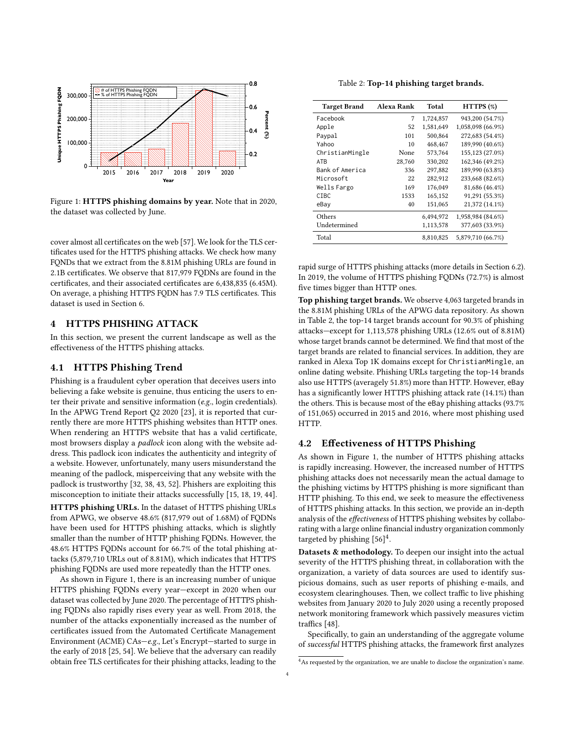Figure 1: **HTTPS phishing domains by year.** Note that in 2020, the dataset was collected by June.

cover almost all certificates on the web [57]. We look for the TLS certificates used for the HTTPS phishing attacks. We check how many FQNDs that we extract from the 8.81M phishing URLs are found in 2.1B certificates. We observe that 817,979 FQDNs are found in the certificates, and their associated certificates are 6,438,835 (6.45M). On average, a phishing HTTPS FQDN has 7.9 TLS certificates. This dataset is used in Section 6.

## 4 HTTPS PHISHING ATTACK

In this section, we present the current landscape as well as the effectiveness of the HTTPS phishing attacks.

### 4.1 HTTPS Phishing Trend

Phishing is a fraudulent cyber operation that deceives users into believing a fake website is genuine, thus enticing the users to enter their private and sensitive information (*e.g.*, login credentials). In the APWG Trend Report Q2 2020 [23], it is reported that currently there are more HTTPS phishing websites than HTTP ones. When rendering an HTTPS website that has a valid certificate, most browsers display a *padlock* icon along with the website address. This padlock icon indicates the authenticity and integrity of a website. However, unfortunately, many users misunderstand the meaning of the padlock, misperceiving that any website with the padlock is trustworthy [32, 38, 43, 52]. Phishers are exploiting this misconception to initiate their attacks successfully [15, 18, 19, 44].

**HTTPS phishing URLs.** In the dataset of HTTPS phishing URLs from APWG, we observe 48.6% (817,979 out of 1.68M) of FQDNs have been used for HTTPS phishing attacks, which is slightly smaller than the number of HTTP phishing FQDNs. However, the 48.6% HTTPS FQDNs account for 66.7% of the total phishing attacks (5,879,710 URLs out of 8.81M), which indicates that HTTPS phishing FQDNs are used more repeatedly than the HTTP ones.

As shown in Figure 1, there is an increasing number of unique HTTPS phishing FQDNs every year—except in 2020 when our dataset was collected by June 2020. The percentage of HTTPS phishing FQDNs also rapidly rises every year as well. From 2018, the number of the attacks exponentially increased as the number of certificates issued from the Automated Certificate Management Environment (ACME) CAs—*e.g.*, Let's Encrypt—started to surge in the early of 2018 [25, 54]. We believe that the adversary can readily obtain free TLS certificates for their phishing attacks, leading to the rapid surge of HTTPS phishing attacks (more details in Section 6.2). In 2019, the volume of HTTPS phishing FQDNs (72.7%) is almost five times bigger than HTTP ones.

Table 2: **Top-14 phishing target brands.**

| Target Brand | Alexa Rank | Total | HTTPS (%) |
|---|---|---|---|
| Facebook | 7 | 1,724,857 | 943,200 (54.7%) |
| Apple | 52 | 1,581,649 | 1,058,098 (66.9%) |
| Paypal | 101 | 500,864 | 272,683 (54.4%) |
| Yahoo | 10 | 468,467 | 189,990 (40.6%) |
| ChristianMingle | None | 573,764 | 155,123 (27.0%) |
| ATB | 28,760 | 330,202 | 162,346 (49.2%) |
| Bank of America | 336 | 297,882 | 189,990 (63.8%) |
| Microsoft | 22 | 282,912 | 233,668 (82.6%) |
| Wells Fargo | 169 | 176,049 | 81,686 (46.4%) |
| CIBC | 1533 | 165,152 | 91,291 (55.3%) |
| eBay | 40 | 151,065 | 21,372 (14.1%) |
| Others | | 6,494,972 | 1,958,984 (84.6%) |
| Undetermined | | 1,113,578 | 377,603 (33.9%) |
| Total | | 8,810,825 | 5,879,710 (66.7%) |

**Top phishing target brands.** We observe 4,063 targeted brands in the 8.81M phishing URLs of the APWG data repository. As shown in Table 2, the top-14 target brands account for 90.3% of phishing attacks—except for 1,113,578 phishing URLs (12.6% out of 8.81M) whose target brands cannot be determined. We find that most of the target brands are related to financial services. In addition, they are ranked in Alexa Top 1K domains except for ChristianMingle, an online dating website. Phishing URLs targeting the top-14 brands also use HTTPS (averagely 51.8%) more than HTTP. However, eBay has a significantly lower HTTPS phishing attack rate (14.1%) than the others. This is because most of the eBay phishing attacks (93.7% of 151,065) occurred in 2015 and 2016, where most phishing used HTTP.

### 4.2 Effectiveness of HTTPS Phishing

As shown in Figure 1, the number of HTTPS phishing attacks is rapidly increasing. However, the increased number of HTTPS phishing attacks does not necessarily mean the actual damage to the phishing victims by HTTPS phishing is more significant than HTTP phishing. To this end, we seek to measure the effectiveness of HTTPS phishing attacks. In this section, we provide an in-depth analysis of the *effectiveness* of HTTPS phishing websites by collaborating with a large online financial industry organization commonly targeted by phishing [56][4].

**Datasets & methodology.** To deepen our insight into the actual severity of the HTTPS phishing threat, in collaboration with the organization, a variety of data sources are used to identify suspicious domains, such as user reports of phishing e-mails, and ecosystem clearinghouses. Then, we collect traffic to live phishing websites from January 2020 to July 2020 using a recently proposed network monitoring framework which passively measures victim traffics [48].

Specifically, to gain an understanding of the aggregate volume of *successful* HTTPS phishing attacks, the framework first analyzes

[4] As requested by the organization, we are unable to disclose the organization's name.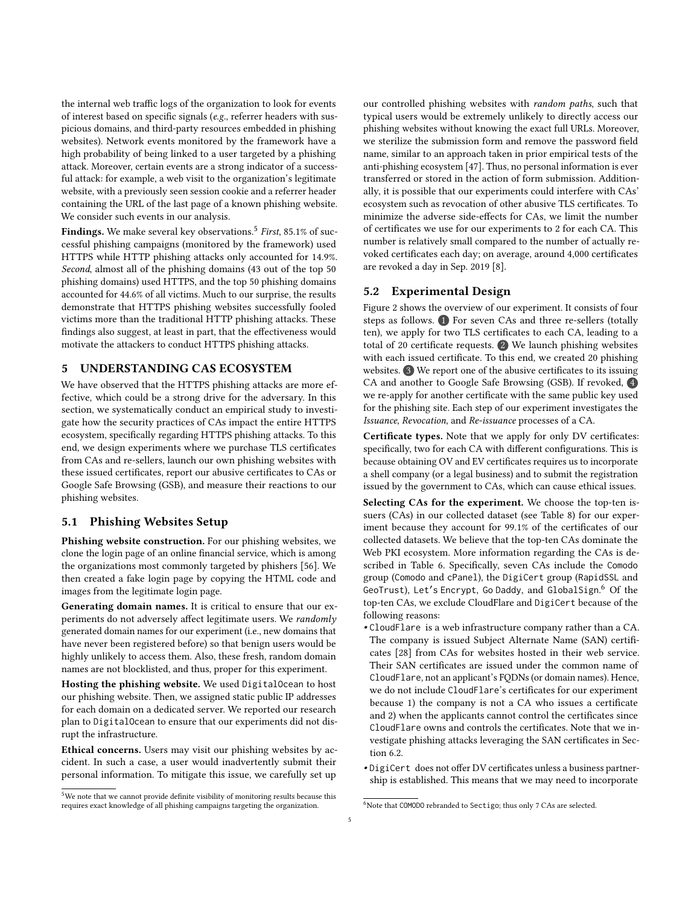the internal web traffic logs of the organization to look for events of interest based on specific signals (*e.g.*, referrer headers with suspicious domains, and third-party resources embedded in phishing websites). Network events monitored by the framework have a high probability of being linked to a user targeted by a phishing attack. Moreover, certain events are a strong indicator of a successful attack: for example, a web visit to the organization's legitimate website, with a previously seen session cookie and a referrer header containing the URL of the last page of a known phishing website. We consider such events in our analysis.

**Findings.** We make several key observations.[5] *First*, 85.1% of successful phishing campaigns (monitored by the framework) used HTTPS while HTTP phishing attacks only accounted for 14.9%. *Second*, almost all of the phishing domains (43 out of the top 50 phishing domains) used HTTPS, and the top 50 phishing domains accounted for 44.6% of all victims. Much to our surprise, the results demonstrate that HTTPS phishing websites successfully fooled victims more than the traditional HTTP phishing attacks. These findings also suggest, at least in part, that the effectiveness would motivate the attackers to conduct HTTPS phishing attacks.

## 5 UNDERSTANDING CAS ECOSYSTEM

We have observed that the HTTPS phishing attacks are more effective, which could be a strong drive for the adversary. In this section, we systematically conduct an empirical study to investigate how the security practices of CAs impact the entire HTTPS ecosystem, specifically regarding HTTPS phishing attacks. To this end, we design experiments where we purchase TLS certificates from CAs and re-sellers, launch our own phishing websites with these issued certificates, report our abusive certificates to CAs or Google Safe Browsing (GSB), and measure their reactions to our phishing websites.

### 5.1 Phishing Websites Setup

**Phishing website construction.** For our phishing websites, we clone the login page of an online financial service, which is among the organizations most commonly targeted by phishers [56]. We then created a fake login page by copying the HTML code and images from the legitimate login page.

**Generating domain names.** It is critical to ensure that our experiments do not adversely affect legitimate users. We *randomly* generated domain names for our experiment (i.e., new domains that have never been registered before) so that benign users would be highly unlikely to access them. Also, these fresh, random domain names are not blocklisted, and thus, proper for this experiment.

**Hosting the phishing website.** We used DigitalOcean to host our phishing website. Then, we assigned static public IP addresses for each domain on a dedicated server. We reported our research plan to DigitalOcean to ensure that our experiments did not disrupt the infrastructure.

**Ethical concerns.** Users may visit our phishing websites by accident. In such a case, a user would inadvertently submit their personal information. To mitigate this issue, we carefully set up our controlled phishing websites with *random paths*, such that typical users would be extremely unlikely to directly access our phishing websites without knowing the exact full URLs. Moreover, we sterilize the submission form and remove the password field name, similar to an approach taken in prior empirical tests of the anti-phishing ecosystem [47]. Thus, no personal information is ever transferred or stored in the action of form submission. Additionally, it is possible that our experiments could interfere with CAs' ecosystem such as revocation of other abusive TLS certificates. To minimize the adverse side-effects for CAs, we limit the number of certificates we use for our experiments to 2 for each CA. This number is relatively small compared to the number of actually revoked certificates each day; on average, around 4,000 certificates are revoked a day in Sep. 2019 [8].

### 5.2 Experimental Design

Figure 2 shows the overview of our experiment. It consists of four steps as follows. (1) For seven CAs and three re-sellers (totally ten), we apply for two TLS certificates to each CA, leading to a total of 20 certificate requests. (2) We launch phishing websites with each issued certificate. To this end, we created 20 phishing websites. (3) We report one of the abusive certificates to its issuing CA and another to Google Safe Browsing (GSB). If revoked, (4) we re-apply for another certificate with the same public key used for the phishing site. Each step of our experiment investigates the *Issuance*, *Revocation*, and *Re-issuance* processes of a CA.

**Certificate types.** Note that we apply for only DV certificates: specifically, two for each CA with different configurations. This is because obtaining OV and EV certificates requires us to incorporate a shell company (or a legal business) and to submit the registration issued by the government to CAs, which can cause ethical issues.

**Selecting CAs for the experiment.** We choose the top-ten issuers (CAs) in our collected dataset (see Table 8) for our experiment because they account for 99.1% of the certificates of our collected datasets. We believe that the top-ten CAs dominate the Web PKI ecosystem. More information regarding the CAs is described in Table 6. Specifically, seven CAs include the Comodo group (Comodo and cPanel), the DigiCert group (RapidSSL and GeoTrust), Let's Encrypt, Go Daddy, and GlobalSign.[6] Of the top-ten CAs, we exclude CloudFlare and DigiCert because of the following reasons:

- CloudFlare is a web infrastructure company rather than a CA. The company is issued Subject Alternate Name (SAN) certificates [28] from CAs for websites hosted in their web service. Their SAN certificates are issued under the common name of CloudFlare, not an applicant's FQDNs (or domain names). Hence, we do not include CloudFlare's certificates for our experiment because 1) the company is not a CA who issues a certificate and 2) when the applicants cannot control the certificates since CloudFlare owns and controls the certificates. Note that we investigate phishing attacks leveraging the SAN certificates in Section 6.2.
- DigiCert does not offer DV certificates unless a business partnership is established. This means that we may need to incorporate

[5] We note that we cannot provide definite visibility of monitoring results because this requires exact knowledge of all phishing campaigns targeting the organization.

[6] Note that COMODO rebranded to Sectigo; thus only 7 CAs are selected.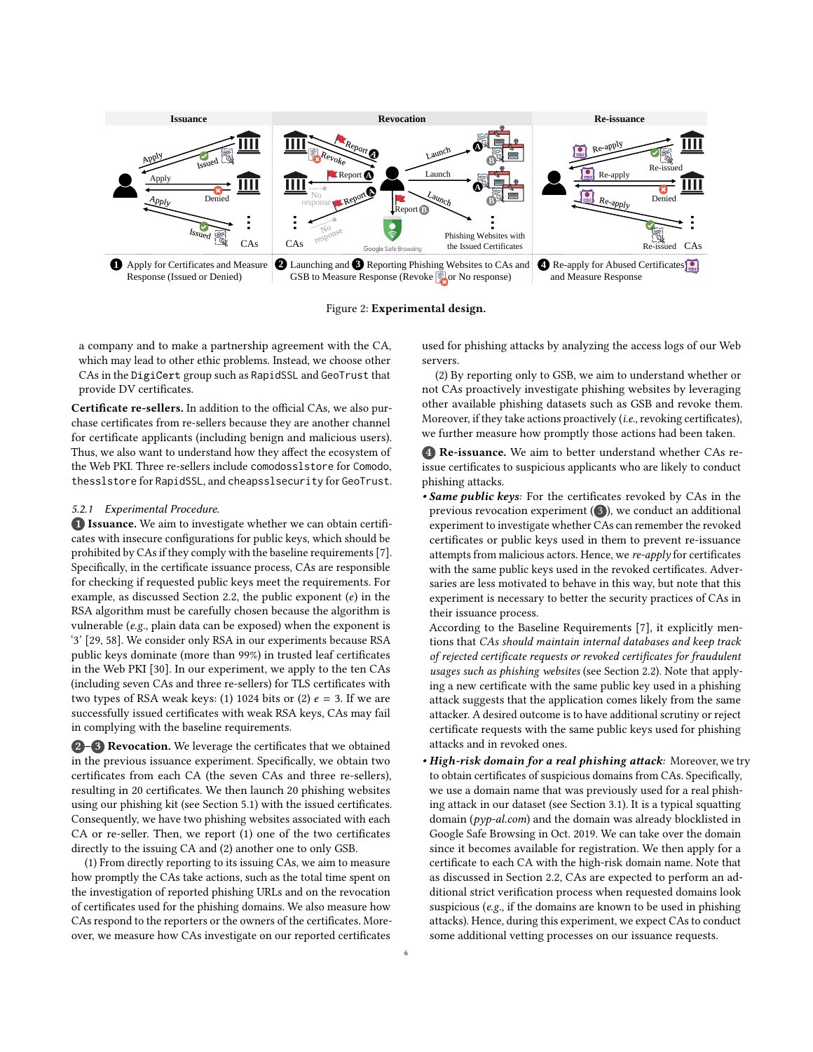Figure 2: **Experimental design.**

a company and to make a partnership agreement with the CA, which may lead to other ethic problems. Instead, we choose other CAs in the `DigiCert` group such as `RapidSSL` and `GeoTrust` that provide DV certificates.

**Certificate re-sellers.** In addition to the official CAs, we also purchase certificates from re-sellers because they are another channel for certificate applicants (including benign and malicious users). Thus, we also want to understand how they affect the ecosystem of the Web PKI. Three re-sellers include `comodosslstore` for `Comodo`, `thesslstore` for `RapidSSL`, and `cheapsslsecurity` for `GeoTrust`.

*5.2.1 Experimental Procedure.*

❶ **Issuance.** We aim to investigate whether we can obtain certificates with insecure configurations for public keys, which should be prohibited by CAs if they comply with the baseline requirements [7]. Specifically, in the certificate issuance process, CAs are responsible for checking if requested public keys meet the requirements. For example, as discussed Section 2.2, the public exponent ($e$) in the RSA algorithm must be carefully chosen because the algorithm is vulnerable (*e.g.*, plain data can be exposed) when the exponent is '3' [29, 58]. We consider only RSA in our experiments because RSA public keys dominate (more than 99%) in trusted leaf certificates in the Web PKI [30]. In our experiment, we apply to the ten CAs (including seven CAs and three re-sellers) for TLS certificates with two types of RSA weak keys: (1) 1024 bits or (2) $e = 3$. If we are successfully issued certificates with weak RSA keys, CAs may fail in complying with the baseline requirements.

❷–❸ **Revocation.** We leverage the certificates that we obtained in the previous issuance experiment. Specifically, we obtain two certificates from each CA (the seven CAs and three re-sellers), resulting in 20 certificates. We then launch 20 phishing websites using our phishing kit (see Section 5.1) with the issued certificates. Consequently, we have two phishing websites associated with each CA or re-seller. Then, we report (1) one of the two certificates directly to the issuing CA and (2) another one to only GSB.

(1) From directly reporting to its issuing CAs, we aim to measure how promptly the CAs take actions, such as the total time spent on the investigation of reported phishing URLs and on the revocation of certificates used for the phishing domains. We also measure how CAs respond to the reporters or the owners of the certificates. Moreover, we measure how CAs investigate on our reported certificates used for phishing attacks by analyzing the access logs of our Web servers.

(2) By reporting only to GSB, we aim to understand whether or not CAs proactively investigate phishing websites by leveraging other available phishing datasets such as GSB and revoke them. Moreover, if they take actions proactively (*i.e.*, revoking certificates), we further measure how promptly those actions had been taken.

❹ **Re-issuance.** We aim to better understand whether CAs re-issue certificates to suspicious applicants who are likely to conduct phishing attacks.

- ***Same public keys:*** For the certificates revoked by CAs in the previous revocation experiment (❸), we conduct an additional experiment to investigate whether CAs can remember the revoked certificates or public keys used in them to prevent re-issuance attempts from malicious actors. Hence, we *re-apply* for certificates with the same public keys used in the revoked certificates. Adversaries are less motivated to behave in this way, but note that this experiment is necessary to better the security practices of CAs in their issuance process.
  According to the Baseline Requirements [7], it explicitly mentions that *CAs should maintain internal databases and keep track of rejected certificate requests or revoked certificates for fraudulent usages such as phishing websites* (see Section 2.2). Note that applying a new certificate with the same public key used in a phishing attack suggests that the application comes likely from the same attacker. A desired outcome is to have additional scrutiny or reject certificate requests with the same public keys used for phishing attacks and in revoked ones.
- ***High-risk domain for a real phishing attack:*** Moreover, we try to obtain certificates of suspicious domains from CAs. Specifically, we use a domain name that was previously used for a real phishing attack in our dataset (see Section 3.1). It is a typical squatting domain (*pyp-al.com*) and the domain was already blocklisted in Google Safe Browsing in Oct. 2019. We can take over the domain since it becomes available for registration. We then apply for a certificate to each CA with the high-risk domain name. Note that as discussed in Section 2.2, CAs are expected to perform an additional strict verification process when requested domains look suspicious (*e.g.*, if the domains are known to be used in phishing attacks). Hence, during this experiment, we expect CAs to conduct some additional vetting processes on our issuance requests.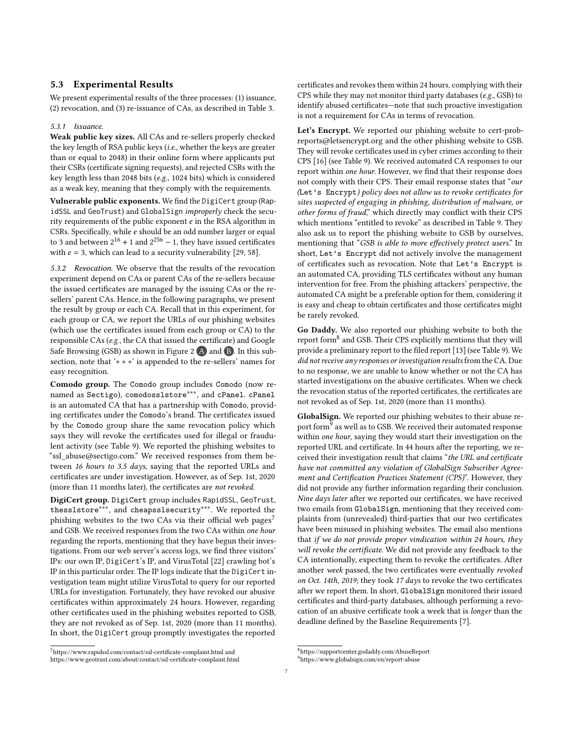### 5.3 Experimental Results

We present experimental results of the three processes: (1) issuance, (2) revocation, and (3) re-issuance of CAs, as described in Table 3.

#### 5.3.1 Issuance.

**Weak public key sizes.** All CAs and re-sellers properly checked the key length of RSA public keys (*i.e.*, whether the keys are greater than or equal to 2048) in their online form where applicants put their CSRs (certificate signing requests), and rejected CSRs with the key length less than 2048 bits (*e.g.*, 1024 bits) which is considered as a weak key, meaning that they comply with the requirements.

**Vulnerable public exponents.** We find the DigiCert group (RapidSSL and GeoTrust) and GlobalSign *improperly* check the security requirements of the public exponent $e$ in the RSA algorithm in CSRs. Specifically, while $e$ should be an odd number larger or equal to 3 and between $2^{16}+1$ and $2^{256}-1$, they have issued certificates with $e = 3$, which can lead to a security vulnerability [29, 58].

#### 5.3.2 Revocation.

We observe that the results of the revocation experiment depend on CAs or parent CAs of the re-sellers because the issued certificates are managed by the issuing CAs or the re-sellers' parent CAs. Hence, in the following paragraphs, we present the result by group or each CA. Recall that in this experiment, for each group or CA, we report the URLs of our phishing websites (which use the certificates issued from each group or CA) to the responsible CAs (*e.g.*, the CA that issued the certificate) and Google Safe Browsing (GSB) as shown in Figure 2 (A) and (B). In this subsection, note that '* * *' is appended to the re-sellers' names for easy recognition.

**Comodo group.** The Comodo group includes Comodo (now renamed as Sectigo), comodosslstore***, and cPanel. cPanel is an automated CA that has a partnership with Comodo, providing certificates under the Comodo's brand. The certificates issued by the Comodo group share the same revocation policy which says they will revoke the certificates used for illegal or fraudulent activity (see Table 9). We reported the phishing websites to "ssl_abuse@sectigo.com." We received responses from them between *16 hours to 3.5 days*, saying that the reported URLs and certificates are under investigation. However, as of Sep. 1st, 2020 (more than 11 months later), the certificates are *not revoked*.

**DigiCert group.** DigiCert group includes RapidSSL, GeoTrust, thesslstore***, and cheapsslsecurity***. We reported the phishing websites to the two CAs via their official web pages[7] and GSB. We received responses from the two CAs within *one hour* regarding the reports, mentioning that they have begun their investigations. From our web server's access logs, we find three visitors' IPs: our own IP, DigiCert's IP, and VirusTotal [22] crawling bot's IP in this particular order. The IP logs indicate that the DigiCert investigation team might utilize VirusTotal to query for our reported URLs for investigation. Fortunately, they have revoked our abusive certificates within approximately 24 hours. However, regarding other certificates used in the phishing websites reported to GSB, they are not revoked as of Sep. 1st, 2020 (more than 11 months). In short, the DigiCert group promptly investigates the reported certificates and revokes them within 24 hours, complying with their CPS while they may not monitor third party databases (*e.g.*, GSB) to identify abused certificates—note that such proactive investigation is not a requirement for CAs in terms of revocation.

**Let's Encrypt.** We reported our phishing website to cert-prob-reports@letsencrypt.org and the other phishing website to GSB. They will revoke certificates used in cyber crimes according to their CPS [16] (see Table 9). We received automated CA responses to our report within *one hour*. However, we find that their response does not comply with their CPS. Their email response states that "*our (*Let's Encrypt*) policy does not allow us to revoke certificates for sites suspected of engaging in phishing, distribution of malware, or other forms of fraud*," which directly may conflict with their CPS which mentions "entitled to revoke" as described in Table 9. They also ask us to report the phishing website to GSB by ourselves, mentioning that "*GSB is able to more effectively protect users.*" In short, Let's Encrypt did not actively involve the management of certificates such as revocation. Note that Let's Encrypt is an automated CA, providing TLS certificates without any human intervention for free. From the phishing attackers' perspective, the automated CA might be a preferable option for them, considering it is easy and cheap to obtain certificates and those certificates might be rarely revoked.

**Go Daddy.** We also reported our phishing website to both the report form[8] and GSB. Their CPS explicitly mentions that they will provide a preliminary report to the filed report [13] (see Table 9). We *did not receive any responses or investigation results* from the CA. Due to no response, we are unable to know whether or not the CA has started investigations on the abusive certificates. When we check the revocation status of the reported certificates, the certificates are not revoked as of Sep. 1st, 2020 (more than 11 months).

**GlobalSign.** We reported our phishing websites to their abuse report form[9] as well as to GSB. We received their automated response within *one hour*, saying they would start their investigation on the reported URL and certificate. In 44 hours after the reporting, we received their investigation result that claims "*the URL and certificate have not committed any violation of GlobalSign Subscriber Agreement and Certification Practices Statement (CPS)*". However, they did not provide any further information regarding their conclusion. *Nine days later* after we reported our certificates, we have received two emails from GlobalSign, mentioning that they received complaints from (unrevealed) third-parties that our two certificates have been misused in phishing websites. The email also mentions that *if we do not provide proper vindication within 24 hours, they will revoke the certificate.* We did not provide any feedback to the CA intentionally, expecting them to revoke the certificates. After another *week* passed, the two certificates were eventually *revoked on Oct. 14th, 2019*; they took *17 days* to revoke the two certificates after we report them. In short, GlobalSign monitored their issued certificates and third-party databases, although performing a revocation of an abusive certificate took a week that is *longer* than the deadline defined by the Baseline Requirements [7].

[7] https://www.rapidssl.com/contact/ssl-certificate-complaint.html and https://www.geotrust.com/about/contact/ssl-certificate-complaint.html

[8] https://supportcenter.godaddy.com/AbuseReport

[9] https://www.globalsign.com/en/report-abuse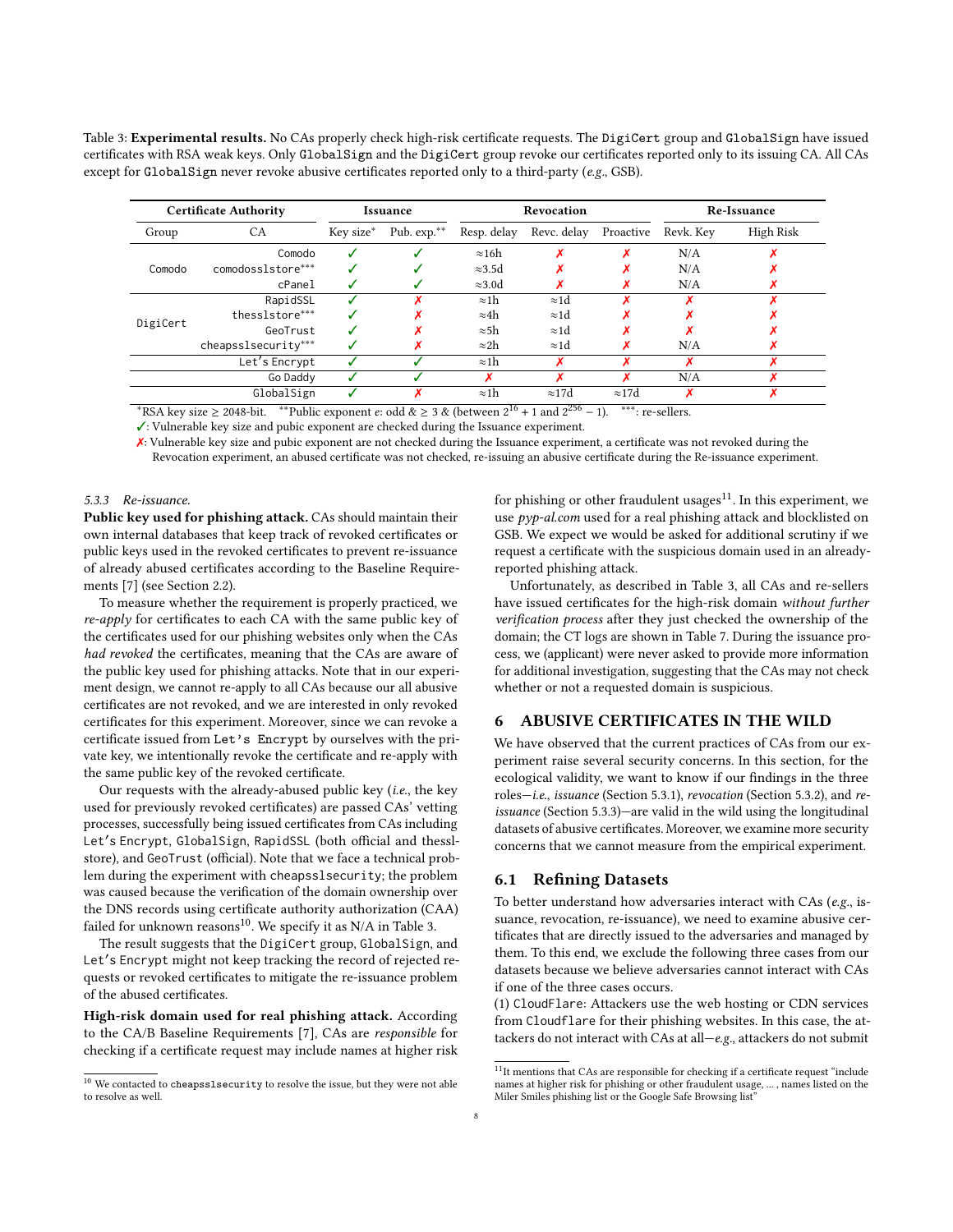Table 3: **Experimental results.** No CAs properly check high-risk certificate requests. The DigiCert group and GlobalSign have issued certificates with RSA weak keys. Only GlobalSign and the DigiCert group revoke our certificates reported only to its issuing CA. All CAs except for GlobalSign never revoke abusive certificates reported only to a third-party (*e.g.*, GSB).

| Certificate Authority | | Issuance | | Revocation | | | Re-Issuance | |
|---|---|---|---|---|---|---|---|---|
| Group | CA | Key size* | Pub. exp.** | Resp. delay | Revc. delay | Proactive | Revk. Key | High Risk |
| Comodo | Comodo | ✓ | ✓ | ≈16h | ✗ | ✗ | N/A | ✗ |
| | comodosslstore*** | ✓ | ✓ | ≈3.5d | ✗ | ✗ | N/A | ✗ |
| | cPanel | ✓ | ✓ | ≈3.0d | ✗ | ✗ | N/A | ✗ |
| DigiCert | RapidSSL | ✓ | ✗ | ≈1h | ≈1d | ✗ | ✗ | ✗ |
| | thesslstore*** | ✓ | ✗ | ≈4h | ≈1d | ✗ | ✗ | ✗ |
| | GeoTrust | ✓ | ✗ | ≈5h | ≈1d | ✗ | ✗ | ✗ |
| | cheapsslsecurity*** | ✓ | ✗ | ≈2h | ≈1d | ✗ | N/A | ✗ |
| | Let's Encrypt | ✓ | ✓ | ≈1h | ✗ | ✗ | ✗ | ✗ |
| | Go Daddy | ✓ | ✓ | ✗ | ✗ | ✗ | N/A | ✗ |
| | GlobalSign | ✓ | ✗ | ≈1h | ≈17d | ≈17d | ✗ | ✗ |

*RSA key size ≥ 2048-bit. **Public exponent $e$: odd & ≥ 3 & (between $2^{16}+1$ and $2^{256}-1$). ***: re-sellers.

✓: Vulnerable key size and pubic exponent are checked during the Issuance experiment.

✗: Vulnerable key size and pubic exponent are not checked during the Issuance experiment, a certificate was not revoked during the Revocation experiment, an abused certificate was not checked, re-issuing an abusive certificate during the Re-issuance experiment.

#### 5.3.3 Re-issuance.

**Public key used for phishing attack.** CAs should maintain their own internal databases that keep track of revoked certificates or public keys used in the revoked certificates to prevent re-issuance of already abused certificates according to the Baseline Requirements [7] (see Section 2.2).

To measure whether the requirement is properly practiced, we *re-apply* for certificates to each CA with the same public key of the certificates used for our phishing websites only when the CAs *had revoked* the certificates, meaning that the CAs are aware of the public key used for phishing attacks. Note that in our experiment design, we cannot re-apply to all CAs because our all abusive certificates are not revoked, and we are interested in only revoked certificates for this experiment. Moreover, since we can revoke a certificate issued from Let's Encrypt by ourselves with the private key, we intentionally revoke the certificate and re-apply with the same public key of the revoked certificate.

Our requests with the already-abused public key (*i.e.*, the key used for previously revoked certificates) are passed CAs' vetting processes, successfully being issued certificates from CAs including Let's Encrypt, GlobalSign, RapidSSL (both official and thesslstore), and GeoTrust (official). Note that we face a technical problem during the experiment with cheapsslsecurity; the problem was caused because the verification of the domain ownership over the DNS records using certificate authority authorization (CAA) failed for unknown reasons[10]. We specify it as N/A in Table 3.

The result suggests that the DigiCert group, GlobalSign, and Let's Encrypt might not keep tracking the record of rejected requests or revoked certificates to mitigate the re-issuance problem of the abused certificates.

**High-risk domain used for real phishing attack.** According to the CA/B Baseline Requirements [7], CAs are *responsible* for checking if a certificate request may include names at higher risk for phishing or other fraudulent usages[11]. In this experiment, we use *pyp-al.com* used for a real phishing attack and blocklisted on GSB. We expect we would be asked for additional scrutiny if we request a certificate with the suspicious domain used in an already-reported phishing attack.

Unfortunately, as described in Table 3, all CAs and re-sellers have issued certificates for the high-risk domain *without further verification process* after they just checked the ownership of the domain; the CT logs are shown in Table 7. During the issuance process, we (applicant) were never asked to provide more information for additional investigation, suggesting that the CAs may not check whether or not a requested domain is suspicious.

## 6 ABUSIVE CERTIFICATES IN THE WILD

We have observed that the current practices of CAs from our experiment raise several security concerns. In this section, for the ecological validity, we want to know if our findings in the three roles—*i.e.*, *issuance* (Section 5.3.1), *revocation* (Section 5.3.2), and *re-issuance* (Section 5.3.3)—are valid in the wild using the longitudinal datasets of abusive certificates. Moreover, we examine more security concerns that we cannot measure from the empirical experiment.

### 6.1 Refining Datasets

To better understand how adversaries interact with CAs (*e.g.*, issuance, revocation, re-issuance), we need to examine abusive certificates that are directly issued to the adversaries and managed by them. To this end, we exclude the following three cases from our datasets because we believe adversaries cannot interact with CAs if one of the three cases occurs.

(1) Cloudflare: Attackers use the web hosting or CDN services from Cloudflare for their phishing websites. In this case, the attackers do not interact with CAs at all—*e.g.*, attackers do not submit

---

[10] We contacted to cheapsslsecurity to resolve the issue, but they were not able to resolve as well.

[11] It mentions that CAs are responsible for checking if a certificate request "include names at higher risk for phishing or other fraudulent usage, ... , names listed on the Miler Smiles phishing list or the Google Safe Browsing list"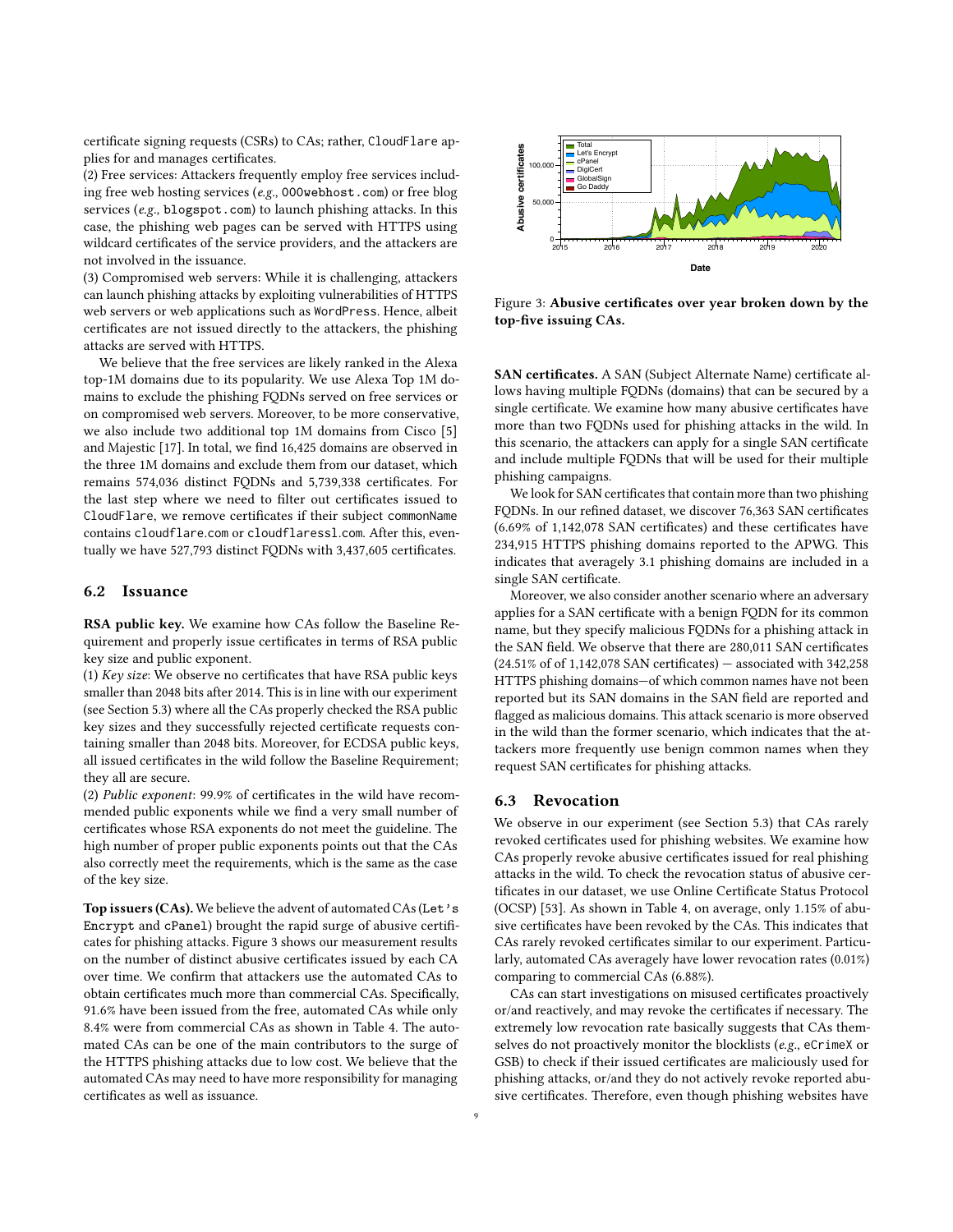certificate signing requests (CSRs) to CAs; rather, CloudFlare applies for and manages certificates.

(2) Free services: Attackers frequently employ free services including free web hosting services (*e.g.*, 000webhost.com) or free blog services (*e.g.*, blogspot.com) to launch phishing attacks. In this case, the phishing web pages can be served with HTTPS using wildcard certificates of the service providers, and the attackers are not involved in the issuance.

(3) Compromised web servers: While it is challenging, attackers can launch phishing attacks by exploiting vulnerabilities of HTTPS web servers or web applications such as WordPress. Hence, albeit certificates are not issued directly to the attackers, the phishing attacks are served with HTTPS.

We believe that the free services are likely ranked in the Alexa top-1M domains due to its popularity. We use Alexa Top 1M domains to exclude the phishing FQDNs served on free services or on compromised web servers. Moreover, to be more conservative, we also include two additional top 1M domains from Cisco [5] and Majestic [17]. In total, we find 16,425 domains are observed in the three 1M domains and exclude them from our dataset, which remains 574,036 distinct FQDNs and 5,739,338 certificates. For the last step where we need to filter out certificates issued to CloudFlare, we remove certificates if their subject commonName contains cloudflare.com or cloudflaressl.com. After this, eventually we have 527,793 distinct FQDNs with 3,437,605 certificates.

## 6.2 Issuance

**RSA public key.** We examine how CAs follow the Baseline Requirement and properly issue certificates in terms of RSA public key size and public exponent.

(1) *Key size*: We observe no certificates that have RSA public keys smaller than 2048 bits after 2014. This is in line with our experiment (see Section 5.3) where all the CAs properly checked the RSA public key sizes and they successfully rejected certificate requests containing smaller than 2048 bits. Moreover, for ECDSA public keys, all issued certificates in the wild follow the Baseline Requirement; they all are secure.

(2) *Public exponent*: 99.9% of certificates in the wild have recommended public exponents while we find a very small number of certificates whose RSA exponents do not meet the guideline. The high number of proper public exponents points out that the CAs also correctly meet the requirements, which is the same as the case of the key size.

**Top issuers (CAs).** We believe the advent of automated CAs (Let's Encrypt and cPanel) brought the rapid surge of abusive certificates for phishing attacks. Figure 3 shows our measurement results on the number of distinct abusive certificates issued by each CA over time. We confirm that attackers use the automated CAs to obtain certificates much more than commercial CAs. Specifically, 91.6% have been issued from the free, automated CAs while only 8.4% were from commercial CAs as shown in Table 4. The automated CAs can be one of the main contributors to the surge of the HTTPS phishing attacks due to low cost. We believe that the automated CAs may need to have more responsibility for managing certificates as well as issuance.

Figure 3: **Abusive certificates over year broken down by the top-five issuing CAs.**

**SAN certificates.** A SAN (Subject Alternate Name) certificate allows having multiple FQDNs (domains) that can be secured by a single certificate. We examine how many abusive certificates have more than two FQDNs used for phishing attacks in the wild. In this scenario, the attackers can apply for a single SAN certificate and include multiple FQDNs that will be used for their multiple phishing campaigns.

We look for SAN certificates that contain more than two phishing FQDNs. In our refined dataset, we discover 76,363 SAN certificates (6.69% of 1,142,078 SAN certificates) and these certificates have 234,915 HTTPS phishing domains reported to the APWG. This indicates that averagely 3.1 phishing domains are included in a single SAN certificate.

Moreover, we also consider another scenario where an adversary applies for a SAN certificate with a benign FQDN for its common name, but they specify malicious FQDNs for a phishing attack in the SAN field. We observe that there are 280,011 SAN certificates (24.51% of of 1,142,078 SAN certificates) — associated with 342,258 HTTPS phishing domains—of which common names have not been reported but its SAN domains in the SAN field are reported and flagged as malicious domains. This attack scenario is more observed in the wild than the former scenario, which indicates that the attackers more frequently use benign common names when they request SAN certificates for phishing attacks.

## 6.3 Revocation

We observe in our experiment (see Section 5.3) that CAs rarely revoked certificates used for phishing websites. We examine how CAs properly revoke abusive certificates issued for real phishing attacks in the wild. To check the revocation status of abusive certificates in our dataset, we use Online Certificate Status Protocol (OCSP) [53]. As shown in Table 4, on average, only 1.15% of abusive certificates have been revoked by the CAs. This indicates that CAs rarely revoked certificates similar to our experiment. Particularly, automated CAs averagely have lower revocation rates (0.01%) comparing to commercial CAs (6.88%).

CAs can start investigations on misused certificates proactively or/and reactively, and may revoke the certificates if necessary. The extremely low revocation rate basically suggests that CAs themselves do not proactively monitor the blocklists (*e.g.*, eCrimeX or GSB) to check if their issued certificates are maliciously used for phishing attacks, or/and they do not actively revoke reported abusive certificates. Therefore, even though phishing websites have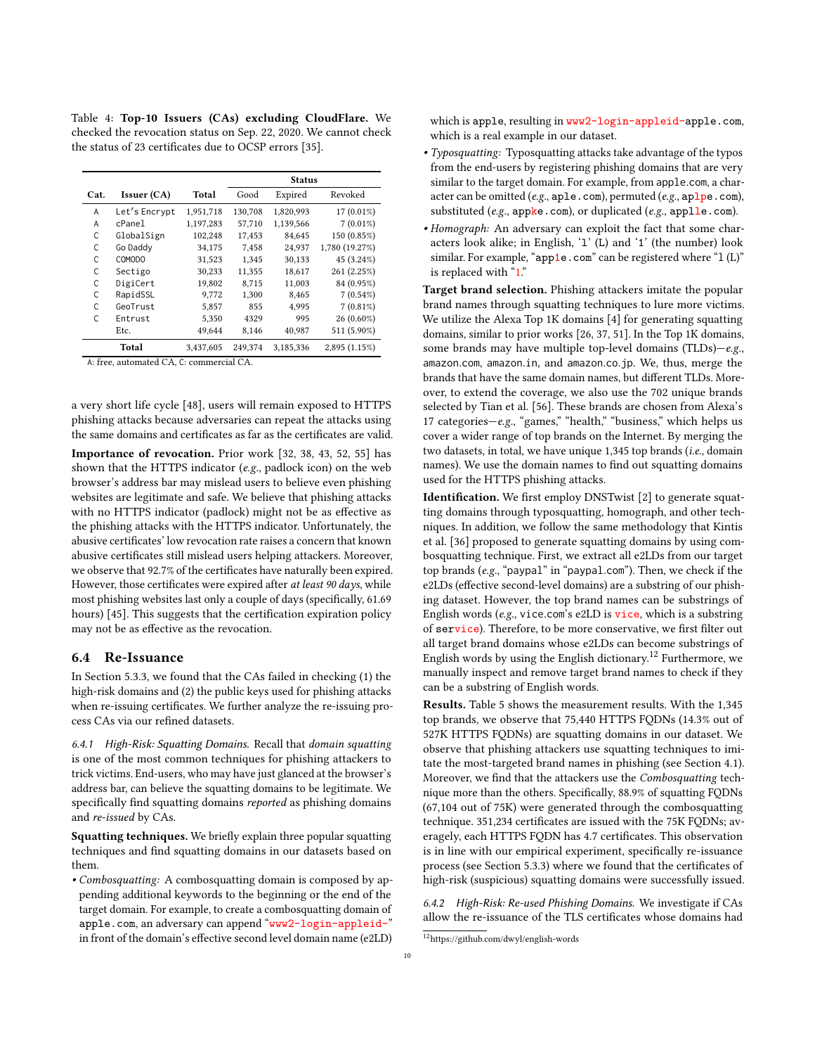Table 4: **Top-10 Issuers (CAs) excluding CloudFlare.** We checked the revocation status on Sep. 22, 2020. We cannot check the status of 23 certificates due to OCSP errors [35].

| Cat. | Issuer (CA) | Total | Status | | |
|---|---|---|---|---|---|
| | | | Good | Expired | Revoked |
| A | Let's Encrypt | 1,951,718 | 130,708 | 1,820,993 | 17 (0.01%) |
| A | cPanel | 1,197,283 | 57,710 | 1,139,566 | 7 (0.01%) |
| C | GlobalSign | 102,248 | 17,453 | 84,645 | 150 (0.85%) |
| C | Go Daddy | 34,175 | 7,458 | 24,937 | 1,780 (19.27%) |
| C | COMODO | 31,523 | 1,345 | 30,133 | 45 (3.24%) |
| C | Sectigo | 30,233 | 11,355 | 18,617 | 261 (2.25%) |
| C | DigiCert | 19,802 | 8,715 | 11,003 | 84 (0.95%) |
| C | RapidSSL | 9,772 | 1,300 | 8,465 | 7 (0.54%) |
| C | GeoTrust | 5,857 | 855 | 4,995 | 7 (0.81%) |
| C | Entrust | 5,350 | 4329 | 995 | 26 (0.60%) |
| | Etc. | 49,644 | 8,146 | 40,987 | 511 (5.90%) |
| | **Total** | 3,437,605 | 249,374 | 3,185,336 | 2,895 (1.15%) |

A: free, automated CA, C: commercial CA.

a very short life cycle [48], users will remain exposed to HTTPS phishing attacks because adversaries can repeat the attacks using the same domains and certificates as far as the certificates are valid.

**Importance of revocation.** Prior work [32, 38, 43, 52, 55] has shown that the HTTPS indicator (*e.g.*, padlock icon) on the web browser's address bar may mislead users to believe even phishing websites are legitimate and safe. We believe that phishing attacks with no HTTPS indicator (padlock) might not be as effective as the phishing attacks with the HTTPS indicator. Unfortunately, the abusive certificates' low revocation rate raises a concern that known abusive certificates still mislead users helping attackers. Moreover, we observe that 92.7% of the certificates have naturally been expired. However, those certificates were expired after *at least 90 days*, while most phishing websites last only a couple of days (specifically, 61.69 hours) [45]. This suggests that the certification expiration policy may not be as effective as the revocation.

## 6.4 Re-Issuance

In Section 5.3.3, we found that the CAs failed in checking (1) the high-risk domains and (2) the public keys used for phishing attacks when re-issuing certificates. We further analyze the re-issuing process CAs via our refined datasets.

*6.4.1 High-Risk: Squatting Domains.* Recall that *domain squatting* is one of the most common techniques for phishing attackers to trick victims. End-users, who may have just glanced at the browser's address bar, can believe the squatting domains to be legitimate. We specifically find squatting domains *reported* as phishing domains and *re-issued* by CAs.

**Squatting techniques.** We briefly explain three popular squatting techniques and find squatting domains in our datasets based on them.

- *Combosquatting:* A combosquatting domain is composed by appending additional keywords to the beginning or the end of the target domain. For example, to create a combosquatting domain of `apple.com`, an adversary can append "`www2-login-appleid-`" in front of the domain's effective second level domain name (e2LD) which is `apple`, resulting in `www2-login-appleid-apple.com`, which is a real example in our dataset.
- *Typosquatting:* Typosquatting attacks take advantage of the typos from the end-users by registering phishing domains that are very similar to the target domain. For example, from `apple.com`, a character can be omitted (*e.g.*, `aple.com`), permuted (*e.g.*, `aplpe.com`), substituted (*e.g.*, `appke.com`), or duplicated (*e.g.*, `applle.com`).
- *Homograph:* An adversary can exploit the fact that some characters look alike; in English, '`l`' (L) and '`1`' (the number) look similar. For example, "`app1e.com`" can be registered where "`l` (L)" is replaced with "`1`."

**Target brand selection.** Phishing attackers imitate the popular brand names through squatting techniques to lure more victims. We utilize the Alexa Top 1K domains [4] for generating squatting domains, similar to prior works [26, 37, 51]. In the Top 1K domains, some brands may have multiple top-level domains (TLDs)—*e.g.*, `amazon.com`, `amazon.in`, and `amazon.co.jp`. We, thus, merge the brands that have the same domain names, but different TLDs. Moreover, to extend the coverage, we also use the 702 unique brands selected by Tian et al. [56]. These brands are chosen from Alexa's 17 categories—*e.g.*, "games," "health," "business," which helps us cover a wider range of top brands on the Internet. By merging the two datasets, in total, we have unique 1,345 top brands (*i.e.*, domain names). We use the domain names to find out squatting domains used for the HTTPS phishing attacks.

**Identification.** We first employ DNSTwist [2] to generate squatting domains through typosquatting, homograph, and other techniques. In addition, we follow the same methodology that Kintis et al. [36] proposed to generate squatting domains by using combosquatting technique. First, we extract all e2LDs from our target top brands (*e.g.*, "`paypal`" in "`paypal.com`"). Then, we check if the e2LDs (effective second-level domains) are a substring of our phishing dataset. However, the top brand names can be substrings of English words (*e.g.*, `vice.com`'s e2LD is `vice`, which is a substring of `service`). Therefore, to be more conservative, we first filter out all target brand domains whose e2LDs can become substrings of English words by using the English dictionary.[12] Furthermore, we manually inspect and remove target brand names to check if they can be a substring of English words.

**Results.** Table 5 shows the measurement results. With the 1,345 top brands, we observe that 75,440 HTTPS FQDNs (14.3% out of 527K HTTPS FQDNs) are squatting domains in our dataset. We observe that phishing attackers use squatting techniques to imitate the most-targeted brand names in phishing (see Section 4.1). Moreover, we find that the attackers use the *Combosquatting* technique more than the others. Specifically, 88.9% of squatting FQDNs (67,104 out of 75K) were generated through the combosquatting technique. 351,234 certificates are issued with the 75K FQDNs; averagely, each HTTPS FQDN has 4.7 certificates. This observation is in line with our empirical experiment, specifically re-issuance process (see Section 5.3.3) where we found that the certificates of high-risk (suspicious) squatting domains were successfully issued.

*6.4.2 High-Risk: Re-used Phishing Domains.* We investigate if CAs allow the re-issuance of the TLS certificates whose domains had

[12] https://github.com/dwyl/english-words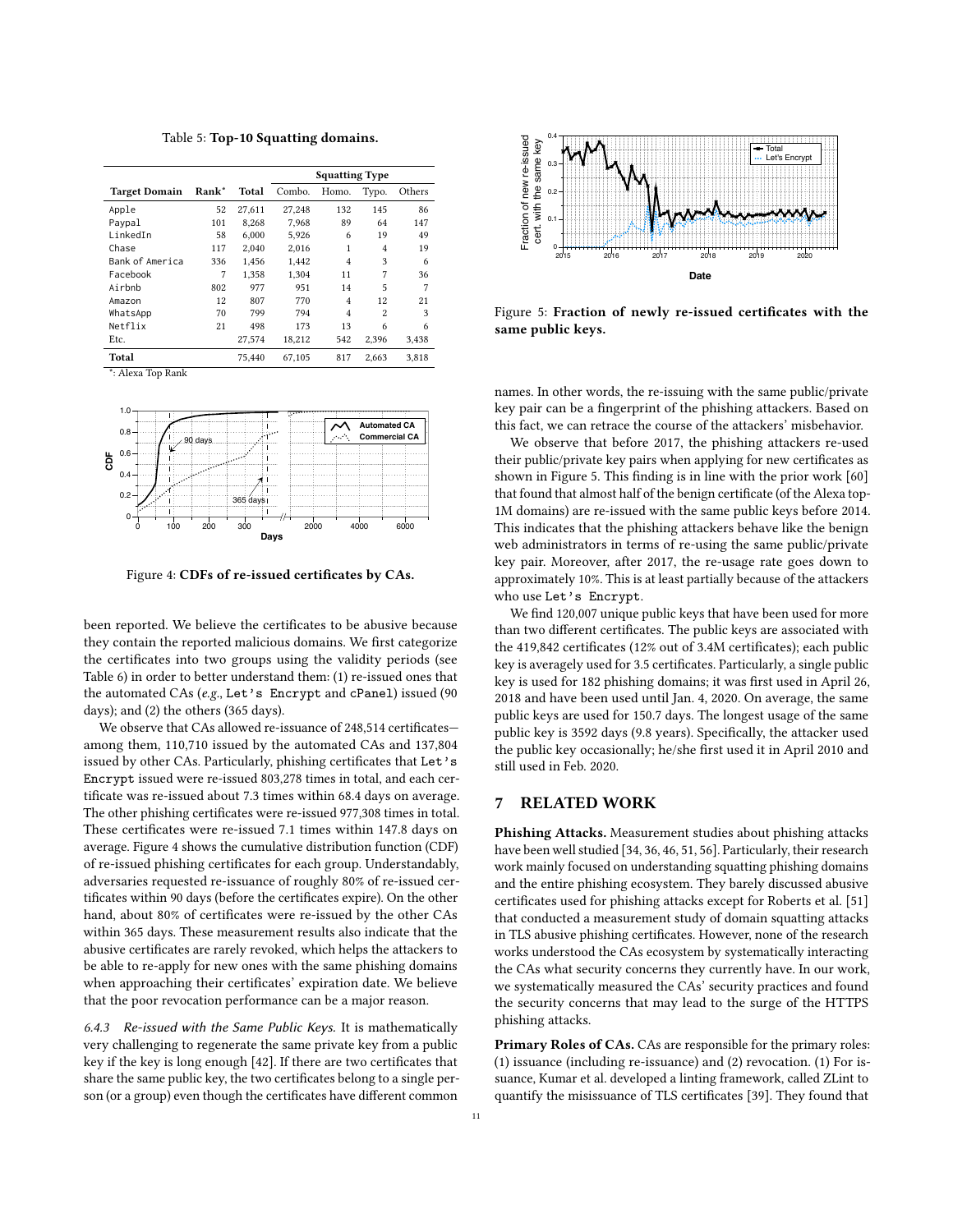Table 5: **Top-10 Squatting domains.**

| Target Domain | Rank* | Total | Squatting Type | | | |
|---|---|---|---|---|---|---|
| | | | Combo. | Homo. | Typo. | Others |
| Apple | 52 | 27,611 | 27,248 | 132 | 145 | 86 |
| Paypal | 101 | 8,268 | 7,968 | 89 | 64 | 147 |
| LinkedIn | 58 | 6,000 | 5,926 | 6 | 19 | 49 |
| Chase | 117 | 2,040 | 2,016 | 1 | 4 | 19 |
| Bank of America | 336 | 1,456 | 1,442 | 4 | 3 | 6 |
| Facebook | 7 | 1,358 | 1,304 | 11 | 7 | 36 |
| Airbnb | 802 | 977 | 951 | 14 | 5 | 7 |
| Amazon | 12 | 807 | 770 | 4 | 12 | 21 |
| WhatsApp | 70 | 799 | 794 | 4 | 2 | 3 |
| Netflix | 21 | 498 | 173 | 13 | 6 | 6 |
| Etc. | | 27,574 | 18,212 | 542 | 2,396 | 3,438 |
| **Total** | | 75,440 | 67,105 | 817 | 2,663 | 3,818 |

*: Alexa Top Rank

Figure 4: **CDFs of re-issued certificates by CAs.**

been reported. We believe the certificates to be abusive because they contain the reported malicious domains. We first categorize the certificates into two groups using the validity periods (see Table 6) in order to better understand them: (1) re-issued ones that the automated CAs (*e.g.*, Let's Encrypt and cPanel) issued (90 days); and (2) the others (365 days).

We observe that CAs allowed re-issuance of 248,514 certificates—among them, 110,710 issued by the automated CAs and 137,804 issued by other CAs. Particularly, phishing certificates that Let's Encrypt issued were re-issued 803,278 times in total, and each certificate was re-issued about 7.3 times within 68.4 days on average. The other phishing certificates were re-issued 977,308 times in total. These certificates were re-issued 7.1 times within 147.8 days on average. Figure 4 shows the cumulative distribution function (CDF) of re-issued phishing certificates for each group. Understandably, adversaries requested re-issuance of roughly 80% of re-issued certificates within 90 days (before the certificates expire). On the other hand, about 80% of certificates were re-issued by the other CAs within 365 days. These measurement results also indicate that the abusive certificates are rarely revoked, which helps the attackers to be able to re-apply for new ones with the same phishing domains when approaching their certificates' expiration date. We believe that the poor revocation performance can be a major reason.

*6.4.3 Re-issued with the Same Public Keys.* It is mathematically very challenging to regenerate the same private key from a public key if the key is long enough [42]. If there are two certificates that share the same public key, the two certificates belong to a single person (or a group) even though the certificates have different common

Figure 5: **Fraction of newly re-issued certificates with the same public keys.**

names. In other words, the re-issuing with the same public/private key pair can be a fingerprint of the phishing attackers. Based on this fact, we can retrace the course of the attackers' misbehavior.

We observe that before 2017, the phishing attackers re-used their public/private key pairs when applying for new certificates as shown in Figure 5. This finding is in line with the prior work [60] that found that almost half of the benign certificate (of the Alexa top-1M domains) are re-issued with the same public keys before 2014. This indicates that the phishing attackers behave like the benign web administrators in terms of re-using the same public/private key pair. Moreover, after 2017, the re-usage rate goes down to approximately 10%. This is at least partially because of the attackers who use Let's Encrypt.

We find 120,007 unique public keys that have been used for more than two different certificates. The public keys are associated with the 419,842 certificates (12% out of 3.4M certificates); each public key is averagely used for 3.5 certificates. Particularly, a single public key is used for 182 phishing domains; it was first used in April 26, 2018 and have been used until Jan. 4, 2020. On average, the same public keys are used for 150.7 days. The longest usage of the same public key is 3592 days (9.8 years). Specifically, the attacker used the public key occasionally; he/she first used it in April 2010 and still used in Feb. 2020.

## 7 RELATED WORK

**Phishing Attacks.** Measurement studies about phishing attacks have been well studied [34, 36, 46, 51, 56]. Particularly, their research work mainly focused on understanding squatting phishing domains and the entire phishing ecosystem. They barely discussed abusive certificates used for phishing attacks except for Roberts et al. [51] that conducted a measurement study of domain squatting attacks in TLS abusive phishing certificates. However, none of the research works understood the CAs ecosystem by systematically interacting the CAs what security concerns they currently have. In our work, we systematically measured the CAs' security practices and found the security concerns that may lead to the surge of the HTTPS phishing attacks.

**Primary Roles of CAs.** CAs are responsible for the primary roles: (1) issuance (including re-issuance) and (2) revocation. (1) For issuance, Kumar et al. developed a linting framework, called ZLint to quantify the misissuance of TLS certificates [39]. They found that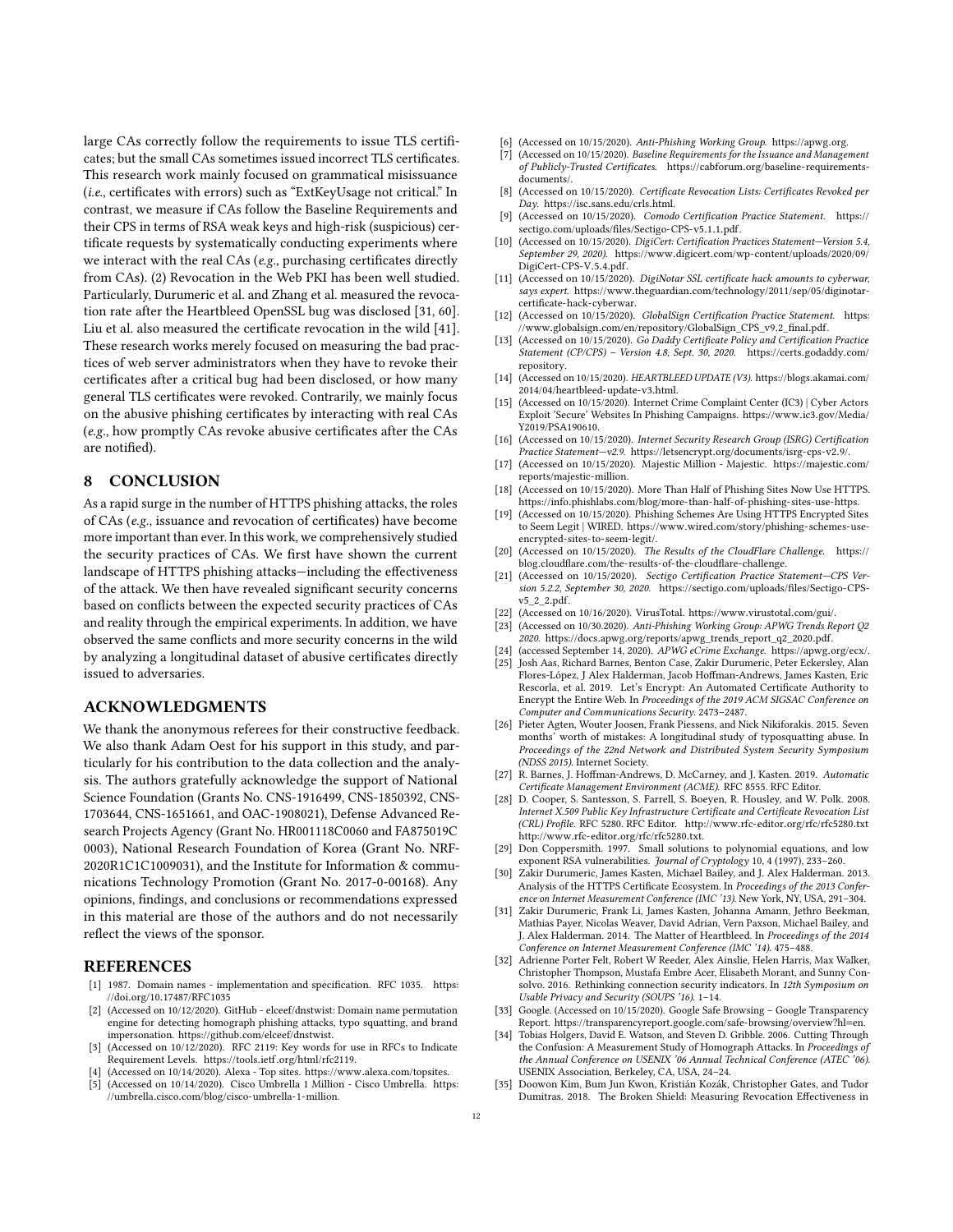large CAs correctly follow the requirements to issue TLS certificates; but the small CAs sometimes issued incorrect TLS certificates. This research work mainly focused on grammatical misissuance (*i.e.*, certificates with errors) such as "ExtKeyUsage not critical." In contrast, we measure if CAs follow the Baseline Requirements and their CPS in terms of RSA weak keys and high-risk (suspicious) certificate requests by systematically conducting experiments where we interact with the real CAs (*e.g.*, purchasing certificates directly from CAs). (2) Revocation in the Web PKI has been well studied. Particularly, Durumeric et al. and Zhang et al. measured the revocation rate after the Heartbleed OpenSSL bug was disclosed [31, 60]. Liu et al. also measured the certificate revocation in the wild [41]. These research works merely focused on measuring the bad practices of web server administrators when they have to revoke their certificates after a critical bug had been disclosed, or how many general TLS certificates were revoked. Contrarily, we mainly focus on the abusive phishing certificates by interacting with real CAs (*e.g.*, how promptly CAs revoke abusive certificates after the CAs are notified).

## 8 CONCLUSION

As a rapid surge in the number of HTTPS phishing attacks, the roles of CAs (*e.g.*, issuance and revocation of certificates) have become more important than ever. In this work, we comprehensively studied the security practices of CAs. We first have shown the current landscape of HTTPS phishing attacks—including the effectiveness of the attack. We then have revealed significant security concerns based on conflicts between the expected security practices of CAs and reality through the empirical experiments. In addition, we have observed the same conflicts and more security concerns in the wild by analyzing a longitudinal dataset of abusive certificates directly issued to adversaries.

## ACKNOWLEDGMENTS

We thank the anonymous referees for their constructive feedback. We also thank Adam Oest for his support in this study, and particularly for his contribution to the data collection and the analysis. The authors gratefully acknowledge the support of National Science Foundation (Grants No. CNS-1916499, CNS-1850392, CNS-1703644, CNS-1651661, and OAC-1908021), Defense Advanced Research Projects Agency (Grant No. HR001118C0060 and FA875019C 0003), National Research Foundation of Korea (Grant No. NRF-2020R1C1C1009031), and the Institute for Information & communications Technology Promotion (Grant No. 2017-0-00168). Any opinions, findings, and conclusions or recommendations expressed in this material are those of the authors and do not necessarily reflect the views of the sponsor.

## REFERENCES

- [1] 1987. Domain names - implementation and specification. RFC 1035. https://doi.org/10.17487/RFC1035
- [2] (Accessed on 10/12/2020). GitHub - elceef/dnstwist: Domain name permutation engine for detecting homograph phishing attacks, typo squatting, and brand impersonation. https://github.com/elceef/dnstwist.
- [3] (Accessed on 10/12/2020). RFC 2119: Key words for use in RFCs to Indicate Requirement Levels. https://tools.ietf.org/html/rfc2119.
- [4] (Accessed on 10/14/2020). Alexa - Top sites. https://www.alexa.com/topsites.
- [5] (Accessed on 10/14/2020). Cisco Umbrella 1 Million - Cisco Umbrella. https://umbrella.cisco.com/blog/cisco-umbrella-1-million.
- [6] (Accessed on 10/15/2020). *Anti-Phishing Working Group.* https://apwg.org.
- [7] (Accessed on 10/15/2020). *Baseline Requirements for the Issuance and Management of Publicly-Trusted Certificates.* https://cabforum.org/baseline-requirements-documents/.
- [8] (Accessed on 10/15/2020). *Certificate Revocation Lists: Certificates Revoked per Day.* https://isc.sans.edu/crls.html.
- [9] (Accessed on 10/15/2020). *Comodo Certification Practice Statement.* https://sectigo.com/uploads/files/Sectigo-CPS-v5.1.1.pdf.
- [10] (Accessed on 10/15/2020). *DigiCert: Certification Practices Statement—Version 5.4, September 29, 2020).* https://www.digicert.com/wp-content/uploads/2020/09/DigiCert-CPS-V.5.4.pdf.
- [11] (Accessed on 10/15/2020). *DigiNotar SSL certificate hack amounts to cyberwar, says expert.* https://www.theguardian.com/technology/2011/sep/05/diginotar-certificate-hack-cyberwar.
- [12] (Accessed on 10/15/2020). *GlobalSign Certification Practice Statement.* https://www.globalsign.com/en/repository/GlobalSign_CPS_v9.2_final.pdf.
- [13] (Accessed on 10/15/2020). *Go Daddy Certificate Policy and Certification Practice Statement (CP/CPS) – Version 4.8, Sept. 30, 2020.* https://certs.godaddy.com/repository.
- [14] (Accessed on 10/15/2020). *HEARTBLEED UPDATE (V3).* https://blogs.akamai.com/2014/04/heartbleed-update-v3.html.
- [15] (Accessed on 10/15/2020). Internet Crime Complaint Center (IC3) | Cyber Actors Exploit 'Secure' Websites In Phishing Campaigns. https://www.ic3.gov/Media/Y2019/PSA190610.
- [16] (Accessed on 10/15/2020). *Internet Security Research Group (ISRG) Certification Practice Statement—v2.9.* https://letsencrypt.org/documents/isrg-cps-v2.9/.
- [17] (Accessed on 10/15/2020). Majestic Million - Majestic. https://majestic.com/reports/majestic-million.
- [18] (Accessed on 10/15/2020). More Than Half of Phishing Sites Now Use HTTPS. https://info.phishlabs.com/blog/more-than-half-of-phishing-sites-use-https.
- [19] (Accessed on 10/15/2020). Phishing Schemes Are Using HTTPS Encrypted Sites to Seem Legit | WIRED. https://www.wired.com/story/phishing-schemes-use-encrypted-sites-to-seem-legit/.
- [20] (Accessed on 10/15/2020). *The Results of the CloudFlare Challenge.* https://blog.cloudflare.com/the-results-of-the-cloudflare-challenge.
- [21] (Accessed on 10/15/2020). *Sectigo Certification Practice Statement—CPS Version 5.2.2, September 30, 2020.* https://sectigo.com/uploads/files/Sectigo-CPS-v5_2_2.pdf.
- [22] (Accessed on 10/16/2020). VirusTotal. https://www.virustotal.com/gui/.
- [23] (Accessed on 10/30.2020). *Anti-Phishing Working Group: APWG Trends Report Q2 2020.* https://docs.apwg.org/reports/apwg_trends_report_q2_2020.pdf.
- [24] (accessed September 14, 2020). *APWG eCrime Exchange.* https://apwg.org/ecx/.
- [25] Josh Aas, Richard Barnes, Benton Case, Zakir Durumeric, Peter Eckersley, Alan Flores-López, J Alex Halderman, Jacob Hoffman-Andrews, James Kasten, Eric Rescorla, et al. 2019. Let's Encrypt: An Automated Certificate Authority to Encrypt the Entire Web. In *Proceedings of the 2019 ACM SIGSAC Conference on Computer and Communications Security.* 2473–2487.
- [26] Pieter Agten, Wouter Joosen, Frank Piessens, and Nick Nikiforakis. 2015. Seven months' worth of mistakes: A longitudinal study of typosquatting abuse. In *Proceedings of the 22nd Network and Distributed System Security Symposium (NDSS 2015).* Internet Society.
- [27] R. Barnes, J. Hoffman-Andrews, D. McCarney, and J. Kasten. 2019. *Automatic Certificate Management Environment (ACME).* RFC 8555. RFC Editor.
- [28] D. Cooper, S. Santesson, S. Farrell, S. Boeyen, R. Housley, and W. Polk. 2008. *Internet X.509 Public Key Infrastructure Certificate and Certificate Revocation List (CRL) Profile.* RFC 5280. RFC Editor. http://www.rfc-editor.org/rfc/rfc5280.txt http://www.rfc-editor.org/rfc/rfc5280.txt.
- [29] Don Coppersmith. 1997. Small solutions to polynomial equations, and low exponent RSA vulnerabilities. *Journal of Cryptology* 10, 4 (1997), 233–260.
- [30] Zakir Durumeric, James Kasten, Michael Bailey, and J. Alex Halderman. 2013. Analysis of the HTTPS Certificate Ecosystem. In *Proceedings of the 2013 Conference on Internet Measurement Conference (IMC '13).* New York, NY, USA, 291–304.
- [31] Zakir Durumeric, Frank Li, James Kasten, Johanna Amann, Jethro Beekman, Mathias Payer, Nicolas Weaver, David Adrian, Vern Paxson, Michael Bailey, and J. Alex Halderman. 2014. The Matter of Heartbleed. In *Proceedings of the 2014 Conference on Internet Measurement Conference (IMC '14).* 475–488.
- [32] Adrienne Porter Felt, Robert W Reeder, Alex Ainslie, Helen Harris, Max Walker, Christopher Thompson, Mustafa Embre Acer, Elisabeth Morant, and Sunny Consolvo. 2016. Rethinking connection security indicators. In *12th Symposium on Usable Privacy and Security (SOUPS '16).* 1–14.
- [33] Google. (Accessed on 10/15/2020). Google Safe Browsing – Google Transparency Report. https://transparencyreport.google.com/safe-browsing/overview?hl=en.
- [34] Tobias Holgers, David E. Watson, and Steven D. Gribble. 2006. Cutting Through the Confusion: A Measurement Study of Homograph Attacks. In *Proceedings of the Annual Conference on USENIX '06 Annual Technical Conference (ATEC '06).* USENIX Association, Berkeley, CA, USA, 24–24.
- [35] Doowon Kim, Bum Jun Kwon, Kristián Kozák, Christopher Gates, and Tudor Dumitras. 2018. The Broken Shield: Measuring Revocation Effectiveness in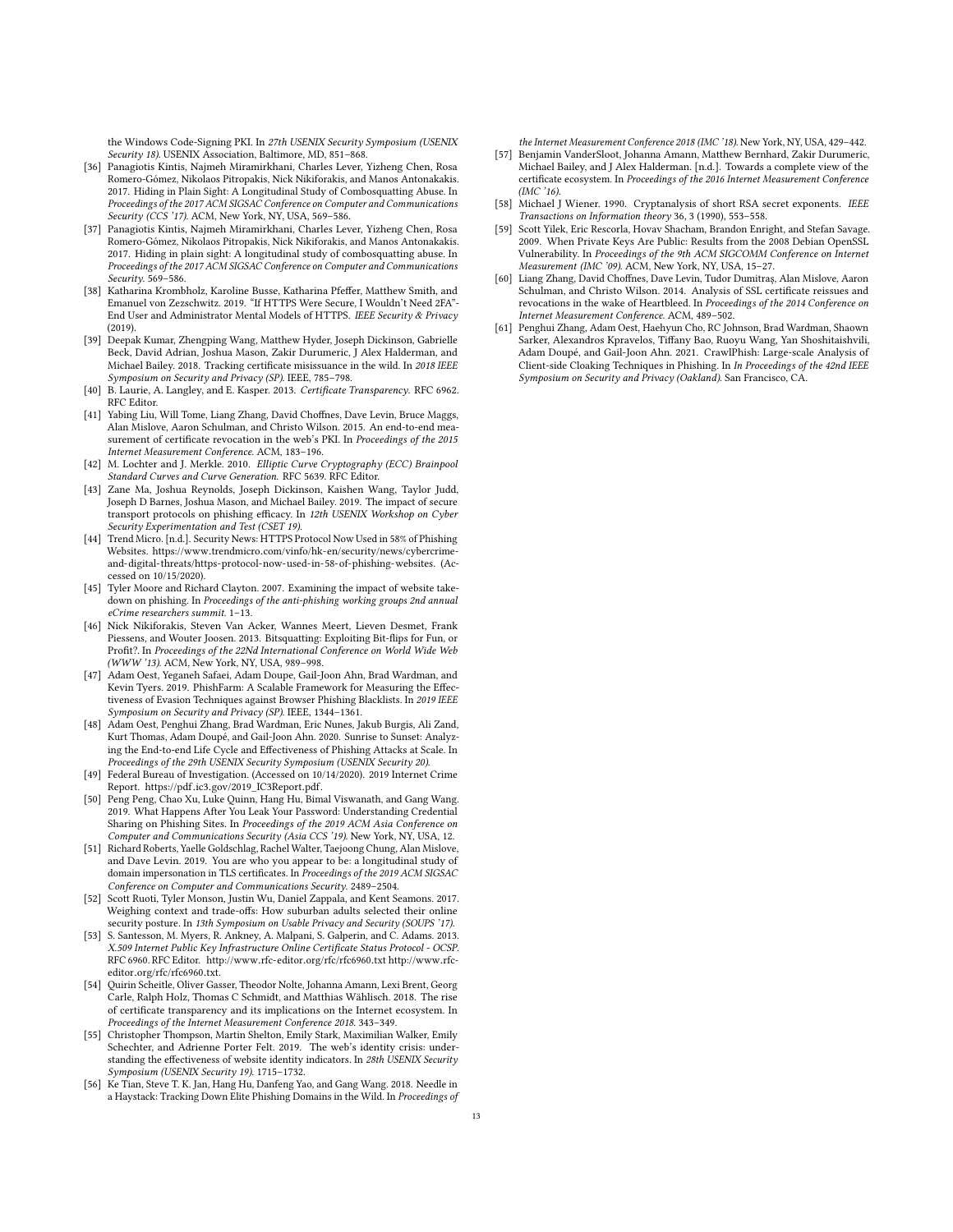the Windows Code-Signing PKI. In *27th USENIX Security Symposium (USENIX Security 18)*. USENIX Association, Baltimore, MD, 851–868.

- [36] Panagiotis Kintis, Najmeh Miramirkhani, Charles Lever, Yizheng Chen, Rosa Romero-Gómez, Nikolaos Pitropakis, Nick Nikiforakis, and Manos Antonakakis. 2017. Hiding in Plain Sight: A Longitudinal Study of Combosquatting Abuse. In *Proceedings of the 2017 ACM SIGSAC Conference on Computer and Communications Security (CCS '17)*. ACM, New York, NY, USA, 569–586.
- [37] Panagiotis Kintis, Najmeh Miramirkhani, Charles Lever, Yizheng Chen, Rosa Romero-Gómez, Nikolaos Pitropakis, Nick Nikiforakis, and Manos Antonakakis. 2017. Hiding in plain sight: A longitudinal study of combosquatting abuse. In *Proceedings of the 2017 ACM SIGSAC Conference on Computer and Communications Security*. 569–586.
- [38] Katharina Krombholz, Karoline Busse, Katharina Pfeffer, Matthew Smith, and Emanuel von Zezschwitz. 2019. "If HTTPS Were Secure, I Wouldn't Need 2FA"- End User and Administrator Mental Models of HTTPS. *IEEE Security & Privacy* (2019).
- [39] Deepak Kumar, Zhengping Wang, Matthew Hyder, Joseph Dickinson, Gabrielle Beck, David Adrian, Joshua Mason, Zakir Durumeric, J Alex Halderman, and Michael Bailey. 2018. Tracking certificate misissuance in the wild. In *2018 IEEE Symposium on Security and Privacy (SP)*. IEEE, 785–798.
- [40] B. Laurie, A. Langley, and E. Kasper. 2013. *Certificate Transparency*. RFC 6962. RFC Editor.
- [41] Yabing Liu, Will Tome, Liang Zhang, David Choffnes, Dave Levin, Bruce Maggs, Alan Mislove, Aaron Schulman, and Christo Wilson. 2015. An end-to-end measurement of certificate revocation in the web's PKI. In *Proceedings of the 2015 Internet Measurement Conference*. ACM, 183–196.
- [42] M. Lochter and J. Merkle. 2010. *Elliptic Curve Cryptography (ECC) Brainpool Standard Curves and Curve Generation*. RFC 5639. RFC Editor.
- [43] Zane Ma, Joshua Reynolds, Joseph Dickinson, Kaishen Wang, Taylor Judd, Joseph D Barnes, Joshua Mason, and Michael Bailey. 2019. The impact of secure transport protocols on phishing efficacy. In *12th USENIX Workshop on Cyber Security Experimentation and Test (CSET 19)*.
- [44] Trend Micro. [n.d.]. Security News: HTTPS Protocol Now Used in 58% of Phishing Websites. https://www.trendmicro.com/vinfo/hk-en/security/news/cybercrime-and-digital-threats/https-protocol-now-used-in-58-of-phishing-websites. (Accessed on 10/15/2020).
- [45] Tyler Moore and Richard Clayton. 2007. Examining the impact of website take-down on phishing. In *Proceedings of the anti-phishing working groups 2nd annual eCrime researchers summit*. 1–13.
- [46] Nick Nikiforakis, Steven Van Acker, Wannes Meert, Lieven Desmet, Frank Piessens, and Wouter Joosen. 2013. Bitsquatting: Exploiting Bit-flips for Fun, or Profit?. In *Proceedings of the 22Nd International Conference on World Wide Web (WWW '13)*. ACM, New York, NY, USA, 989–998.
- [47] Adam Oest, Yeganeh Safaei, Adam Doupe, Gail-Joon Ahn, Brad Wardman, and Kevin Tyers. 2019. PhishFarm: A Scalable Framework for Measuring the Effectiveness of Evasion Techniques against Browser Phishing Blacklists. In *2019 IEEE Symposium on Security and Privacy (SP)*. IEEE, 1344–1361.
- [48] Adam Oest, Penghui Zhang, Brad Wardman, Eric Nunes, Jakub Burgis, Ali Zand, Kurt Thomas, Adam Doupé, and Gail-Joon Ahn. 2020. Sunrise to Sunset: Analyzing the End-to-end Life Cycle and Effectiveness of Phishing Attacks at Scale. In *Proceedings of the 29th USENIX Security Symposium (USENIX Security 20)*.
- [49] Federal Bureau of Investigation. (Accessed on 10/14/2020). 2019 Internet Crime Report. https://pdf.ic3.gov/2019_IC3Report.pdf.
- [50] Peng Peng, Chao Xu, Luke Quinn, Hang Hu, Bimal Viswanath, and Gang Wang. 2019. What Happens After You Leak Your Password: Understanding Credential Sharing on Phishing Sites. In *Proceedings of the 2019 ACM Asia Conference on Computer and Communications Security (Asia CCS '19)*. New York, NY, USA, 12.
- [51] Richard Roberts, Yaelle Goldschlag, Rachel Walter, Taejoong Chung, Alan Mislove, and Dave Levin. 2019. You are who you appear to be: a longitudinal study of domain impersonation in TLS certificates. In *Proceedings of the 2019 ACM SIGSAC Conference on Computer and Communications Security*. 2489–2504.
- [52] Scott Ruoti, Tyler Monson, Justin Wu, Daniel Zappala, and Kent Seamons. 2017. Weighing context and trade-offs: How suburban adults selected their online security posture. In *13th Symposium on Usable Privacy and Security (SOUPS '17)*.
- [53] S. Santesson, M. Myers, R. Ankney, A. Malpani, S. Galperin, and C. Adams. 2013. *X.509 Internet Public Key Infrastructure Online Certificate Status Protocol - OCSP*. RFC 6960. RFC Editor. http://www.rfc-editor.org/rfc/rfc6960.txt http://www.rfc-editor.org/rfc/rfc6960.txt.
- [54] Quirin Scheitle, Oliver Gasser, Theodor Nolte, Johanna Amann, Lexi Brent, Georg Carle, Ralph Holz, Thomas C Schmidt, and Matthias Wählisch. 2018. The rise of certificate transparency and its implications on the Internet ecosystem. In *Proceedings of the Internet Measurement Conference 2018*. 343–349.
- [55] Christopher Thompson, Martin Shelton, Emily Stark, Maximilian Walker, Emily Schechter, and Adrienne Porter Felt. 2019. The web's identity crisis: understanding the effectiveness of website identity indicators. In *28th USENIX Security Symposium (USENIX Security 19)*. 1715–1732.
- [56] Ke Tian, Steve T. K. Jan, Hang Hu, Danfeng Yao, and Gang Wang. 2018. Needle in a Haystack: Tracking Down Elite Phishing Domains in the Wild. In *Proceedings of the Internet Measurement Conference 2018 (IMC '18)*. New York, NY, USA, 429–442.
- [57] Benjamin VanderSloot, Johanna Amann, Matthew Bernhard, Zakir Durumeric, Michael Bailey, and J Alex Halderman. [n.d.]. Towards a complete view of the certificate ecosystem. In *Proceedings of the 2016 Internet Measurement Conference (IMC '16)*.
- [58] Michael J Wiener. 1990. Cryptanalysis of short RSA secret exponents. *IEEE Transactions on Information theory* 36, 3 (1990), 553–558.
- [59] Scott Yilek, Eric Rescorla, Hovav Shacham, Brandon Enright, and Stefan Savage. 2009. When Private Keys Are Public: Results from the 2008 Debian OpenSSL Vulnerability. In *Proceedings of the 9th ACM SIGCOMM Conference on Internet Measurement (IMC '09)*. ACM, New York, NY, USA, 15–27.
- [60] Liang Zhang, David Choffnes, Dave Levin, Tudor Dumitraş, Alan Mislove, Aaron Schulman, and Christo Wilson. 2014. Analysis of SSL certificate reissues and revocations in the wake of Heartbleed. In *Proceedings of the 2014 Conference on Internet Measurement Conference*. ACM, 489–502.
- [61] Penghui Zhang, Adam Oest, Haehyun Cho, RC Johnson, Brad Wardman, Shaown Sarker, Alexandros Kpravelos, Tiffany Bao, Ruoyu Wang, Yan Shoshitaishvili, Adam Doupé, and Gail-Joon Ahn. 2021. CrawlPhish: Large-scale Analysis of Client-side Cloaking Techniques in Phishing. In *In Proceedings of the 42nd IEEE Symposium on Security and Privacy (Oakland)*. San Francisco, CA.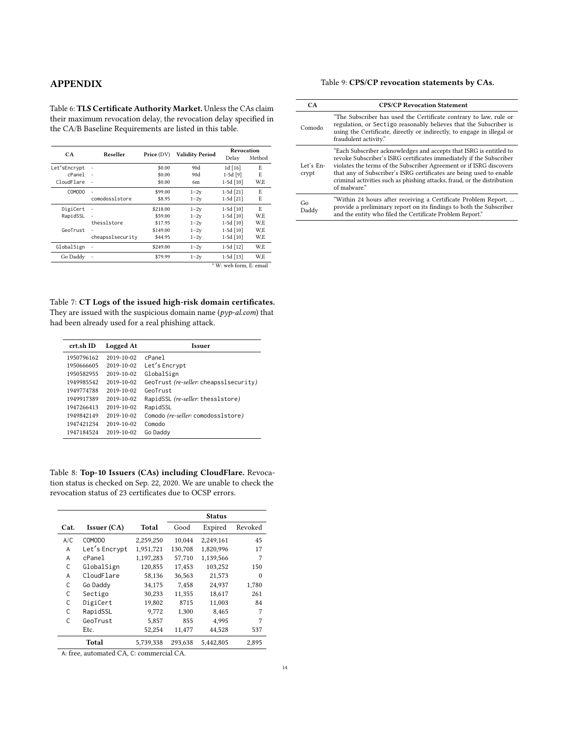# APPENDIX

Table 6: **TLS Certificate Authority Market.** Unless the CAs claim their maximum revocation delay, the revocation delay specified in the CA/B Baseline Requirements are listed in this table.

| CA | Reseller | Price (DV) | Validity Period | Revocation | |
|---|---|---|---|---|---|
| | | | | Delay | Method |
| Let'sEncrypt | - | $0.00 | 90d | 1d [16] | E |
| cPanel | - | $0.00 | 90d | 1-5d [9] | E |
| CloudFlare | - | $0.00 | 6m | 1-5d [10] | W,E |
| COMODO | - | $99.00 | 1∼2y | 1-5d [21] | E |
| | comodosslstore | $8.95 | 1∼2y | 1-5d [21] | E |
| DigiCert | - | $218.00 | 1∼2y | 1-5d [10] | E |
| RapidSSL | - | $59.00 | 1∼2y | 1-5d [10] | W,E |
| | thesslstore | $17.95 | 1∼2y | 1-5d [10] | W,E |
| GeoTrust | - | $149.00 | 1∼2y | 1-5d [10] | W,E |
| | cheapsslsecurity | $44.95 | 1∼2y | 1-5d [10] | W,E |
| GlobalSign | - | $249.00 | 1∼2y | 1-5d [12] | W,E |
| Go Daddy | - | $79.99 | 1∼2y | 1-5d [13] | W,E |

* W: web form, E: email

Table 7: **CT Logs of the issued high-risk domain certificates.** They are issued with the suspicious domain name (*pyp-al.com*) that had been already used for a real phishing attack.

| crt.sh ID | Logged At | Issuer |
|---|---|---|
| 1950796162 | 2019-10-02 | cPanel |
| 1950666605 | 2019-10-02 | Let's Encrypt |
| 1950582955 | 2019-10-02 | GlobalSign |
| 1949985542 | 2019-10-02 | GeoTrust *(re-seller:* cheapsslsecurity*)* |
| 1949774788 | 2019-10-02 | GeoTrust |
| 1949917389 | 2019-10-02 | RapidSSL *(re-seller:* thesslstore*)* |
| 1947266413 | 2019-10-02 | RapidSSL |
| 1949842149 | 2019-10-02 | Comodo *(re-seller:* comodosslstore*)* |
| 1947421234 | 2019-10-02 | Comodo |
| 1947184524 | 2019-10-02 | Go Daddy |

Table 8: **Top-10 Issuers (CAs) including CloudFlare.** Revocation status is checked on Sep. 22, 2020. We are unable to check the revocation status of 23 certificates due to OCSP errors.

| Cat. | Issuer (CA) | Total | Status | | |
|---|---|---|---|---|---|
| | | | Good | Expired | Revoked |
| A/C | COMODO | 2,259,250 | 10,044 | 2,249,161 | 45 |
| A | Let's Encrypt | 1,951,721 | 130,708 | 1,820,996 | 17 |
| A | cPanel | 1,197,283 | 57,710 | 1,139,566 | 7 |
| C | GlobalSign | 120,855 | 17,453 | 103,252 | 150 |
| A | CloudFlare | 58,136 | 36,563 | 21,573 | 0 |
| C | Go Daddy | 34,175 | 7,458 | 24,937 | 1,780 |
| C | Sectigo | 30,233 | 11,355 | 18,617 | 261 |
| C | DigiCert | 19,802 | 8715 | 11,003 | 84 |
| C | RapidSSL | 9,772 | 1,300 | 8,465 | 7 |
| C | GeoTrust | 5,857 | 855 | 4,995 | 7 |
| | Etc. | 52,254 | 11,477 | 44,528 | 537 |
| | **Total** | 5,739,338 | 293,638 | 5,442,805 | 2,895 |

A: free, automated CA, C: commercial CA.

Table 9: **CPS/CP revocation statements by CAs.**

| CA | CPS/CP Revocation Statement |
|---|---|
| Comodo | "The Subscriber has used the Certificate contrary to law, rule or regulation, or Sectigo reasonably believes that the Subscriber is using the Certificate, directly or indirectly, to engage in illegal or fraudulent activity." |
| Let's Encrypt | "Each Subscriber acknowledges and accepts that ISRG is entitled to revoke Subscriber's ISRG certificates immediately if the Subscriber violates the terms of the Subscriber Agreement or if ISRG discovers that any of Subscriber's ISRG certificates are being used to enable criminal activities such as phishing attacks, fraud, or the distribution of malware." |
| Go Daddy | "Within 24 hours after receiving a Certificate Problem Report, ... provide a preliminary report on its findings to both the Subscriber and the entity who filed the Certificate Problem Report." |